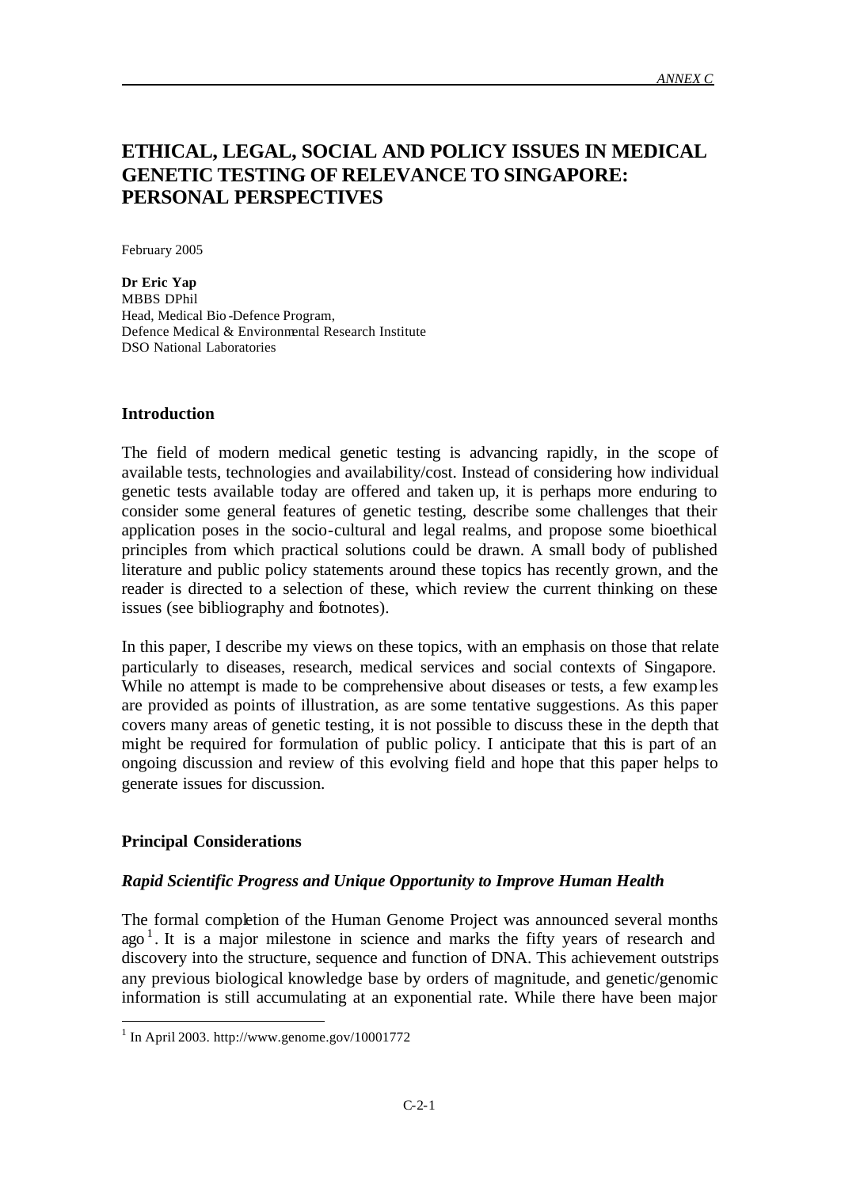# ETHICAL, LEGAL, SOCIAL AND POLICY ISSUES IN MEDICAL GENETIC TESTING OF RELEVANCE TO SINGAPORE: PERSONAL PERSPECTIVES

February 2005

**Dr Eric Yap**
MBBS DPhil
Head, Medical Bio-Defence Program,
Defence Medical & Environmental Research Institute
DSO National Laboratories

### Introduction

The field of modern medical genetic testing is advancing rapidly, in the scope of available tests, technologies and availability/cost. Instead of considering how individual genetic tests available today are offered and taken up, it is perhaps more enduring to consider some general features of genetic testing, describe some challenges that their application poses in the socio-cultural and legal realms, and propose some bioethical principles from which practical solutions could be drawn. A small body of published literature and public policy statements around these topics has recently grown, and the reader is directed to a selection of these, which review the current thinking on these issues (see bibliography and footnotes).

In this paper, I describe my views on these topics, with an emphasis on those that relate particularly to diseases, research, medical services and social contexts of Singapore. While no attempt is made to be comprehensive about diseases or tests, a few examples are provided as points of illustration, as are some tentative suggestions. As this paper covers many areas of genetic testing, it is not possible to discuss these in the depth that might be required for formulation of public policy. I anticipate that this is part of an ongoing discussion and review of this evolving field and hope that this paper helps to generate issues for discussion.

### Principal Considerations

#### *Rapid Scientific Progress and Unique Opportunity to Improve Human Health*

The formal completion of the Human Genome Project was announced several months ago[1]. It is a major milestone in science and marks the fifty years of research and discovery into the structure, sequence and function of DNA. This achievement outstrips any previous biological knowledge base by orders of magnitude, and genetic/genomic information is still accumulating at an exponential rate. While there have been major

[1] In April 2003. http://www.genome.gov/10001772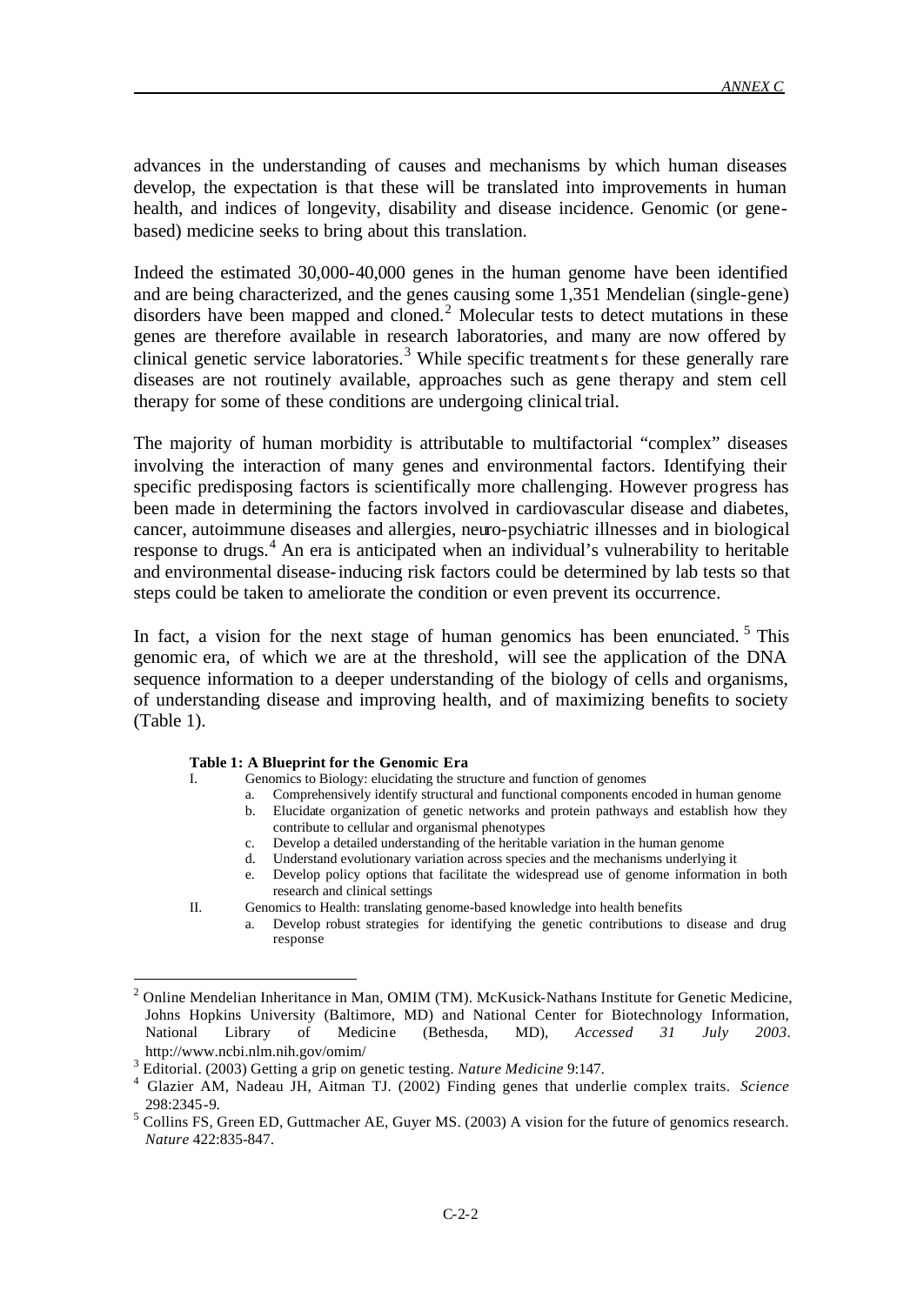advances in the understanding of causes and mechanisms by which human diseases develop, the expectation is that these will be translated into improvements in human health, and indices of longevity, disability and disease incidence. Genomic (or gene-based) medicine seeks to bring about this translation.

Indeed the estimated 30,000-40,000 genes in the human genome have been identified and are being characterized, and the genes causing some 1,351 Mendelian (single-gene) disorders have been mapped and cloned.[2] Molecular tests to detect mutations in these genes are therefore available in research laboratories, and many are now offered by clinical genetic service laboratories.[3] While specific treatments for these generally rare diseases are not routinely available, approaches such as gene therapy and stem cell therapy for some of these conditions are undergoing clinical trial.

The majority of human morbidity is attributable to multifactorial "complex" diseases involving the interaction of many genes and environmental factors. Identifying their specific predisposing factors is scientifically more challenging. However progress has been made in determining the factors involved in cardiovascular disease and diabetes, cancer, autoimmune diseases and allergies, neuro-psychiatric illnesses and in biological response to drugs.[4] An era is anticipated when an individual's vulnerability to heritable and environmental disease-inducing risk factors could be determined by lab tests so that steps could be taken to ameliorate the condition or even prevent its occurrence.

In fact, a vision for the next stage of human genomics has been enunciated.[5] This genomic era, of which we are at the threshold, will see the application of the DNA sequence information to a deeper understanding of the biology of cells and organisms, of understanding disease and improving health, and of maximizing benefits to society (Table 1).

**Table 1: A Blueprint for the Genomic Era**

I. Genomics to Biology: elucidating the structure and function of genomes
   a. Comprehensively identify structural and functional components encoded in human genome
   b. Elucidate organization of genetic networks and protein pathways and establish how they contribute to cellular and organismal phenotypes
   c. Develop a detailed understanding of the heritable variation in the human genome
   d. Understand evolutionary variation across species and the mechanisms underlying it
   e. Develop policy options that facilitate the widespread use of genome information in both research and clinical settings

II. Genomics to Health: translating genome-based knowledge into health benefits
   a. Develop robust strategies for identifying the genetic contributions to disease and drug response

---

[2] Online Mendelian Inheritance in Man, OMIM (TM). McKusick-Nathans Institute for Genetic Medicine, Johns Hopkins University (Baltimore, MD) and National Center for Biotechnology Information, National Library of Medicine (Bethesda, MD), *Accessed 31 July 2003*. http://www.ncbi.nlm.nih.gov/omim/

[3] Editorial. (2003) Getting a grip on genetic testing. *Nature Medicine* 9:147.

[4] Glazier AM, Nadeau JH, Aitman TJ. (2002) Finding genes that underlie complex traits. *Science* 298:2345-9.

[5] Collins FS, Green ED, Guttmacher AE, Guyer MS. (2003) A vision for the future of genomics research. *Nature* 422:835-847.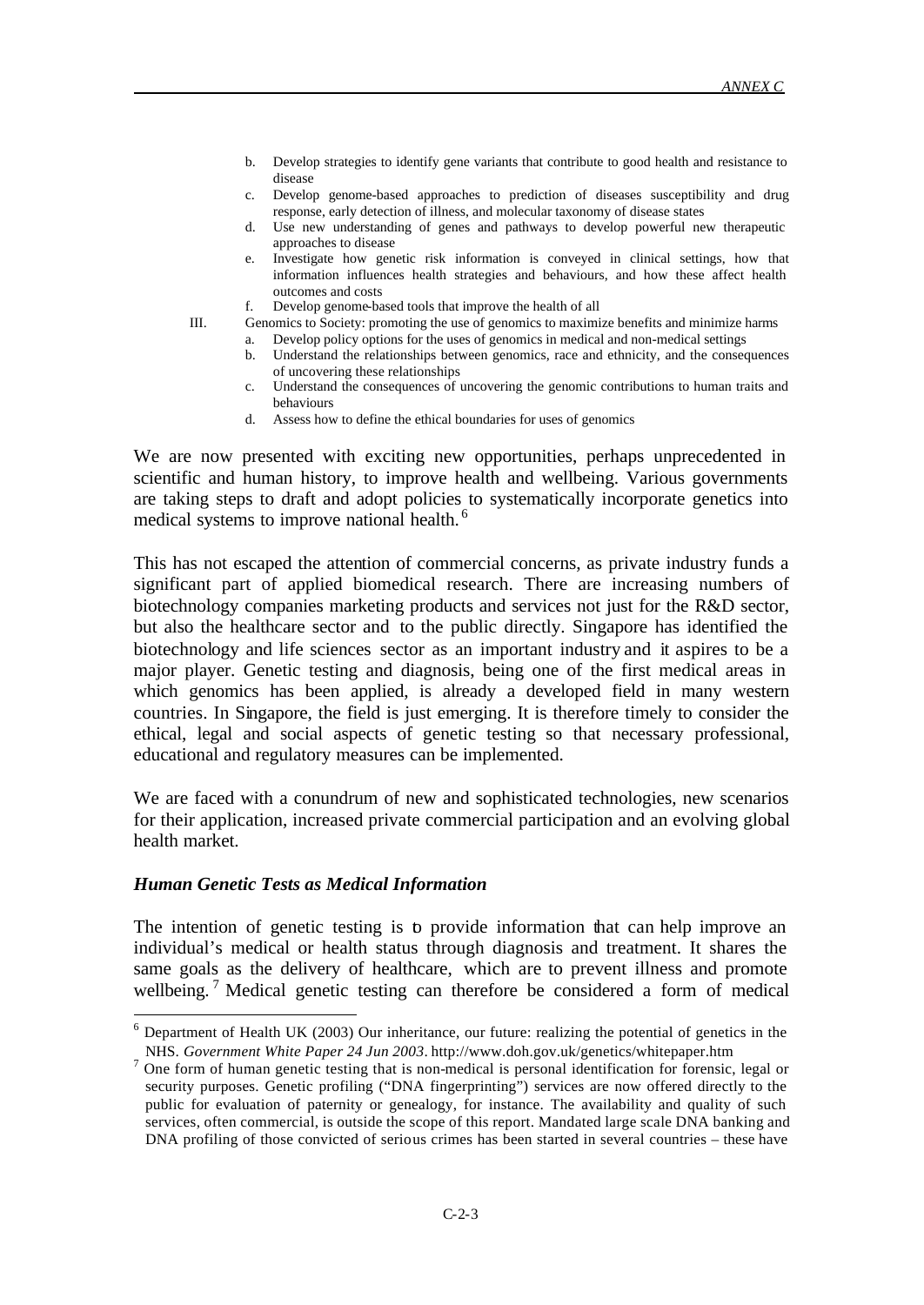b. Develop strategies to identify gene variants that contribute to good health and resistance to disease
   c. Develop genome-based approaches to prediction of diseases susceptibility and drug response, early detection of illness, and molecular taxonomy of disease states
   d. Use new understanding of genes and pathways to develop powerful new therapeutic approaches to disease
   e. Investigate how genetic risk information is conveyed in clinical settings, how that information influences health strategies and behaviours, and how these affect health outcomes and costs
   f. Develop genome-based tools that improve the health of all

III. Genomics to Society: promoting the use of genomics to maximize benefits and minimize harms
   a. Develop policy options for the uses of genomics in medical and non-medical settings
   b. Understand the relationships between genomics, race and ethnicity, and the consequences of uncovering these relationships
   c. Understand the consequences of uncovering the genomic contributions to human traits and behaviours
   d. Assess how to define the ethical boundaries for uses of genomics

We are now presented with exciting new opportunities, perhaps unprecedented in scientific and human history, to improve health and wellbeing. Various governments are taking steps to draft and adopt policies to systematically incorporate genetics into medical systems to improve national health.[6]

This has not escaped the attention of commercial concerns, as private industry funds a significant part of applied biomedical research. There are increasing numbers of biotechnology companies marketing products and services not just for the R&D sector, but also the healthcare sector and to the public directly. Singapore has identified the biotechnology and life sciences sector as an important industry and it aspires to be a major player. Genetic testing and diagnosis, being one of the first medical areas in which genomics has been applied, is already a developed field in many western countries. In Singapore, the field is just emerging. It is therefore timely to consider the ethical, legal and social aspects of genetic testing so that necessary professional, educational and regulatory measures can be implemented.

We are faced with a conundrum of new and sophisticated technologies, new scenarios for their application, increased private commercial participation and an evolving global health market.

### *Human Genetic Tests as Medical Information*

The intention of genetic testing is to provide information that can help improve an individual's medical or health status through diagnosis and treatment. It shares the same goals as the delivery of healthcare, which are to prevent illness and promote wellbeing.[7] Medical genetic testing can therefore be considered a form of medical

---

[6] Department of Health UK (2003) Our inheritance, our future: realizing the potential of genetics in the NHS. *Government White Paper 24 Jun 2003*. http://www.doh.gov.uk/genetics/whitepaper.htm

[7] One form of human genetic testing that is non-medical is personal identification for forensic, legal or security purposes. Genetic profiling ("DNA fingerprinting") services are now offered directly to the public for evaluation of paternity or genealogy, for instance. The availability and quality of such services, often commercial, is outside the scope of this report. Mandated large scale DNA banking and DNA profiling of those convicted of serious crimes has been started in several countries – these have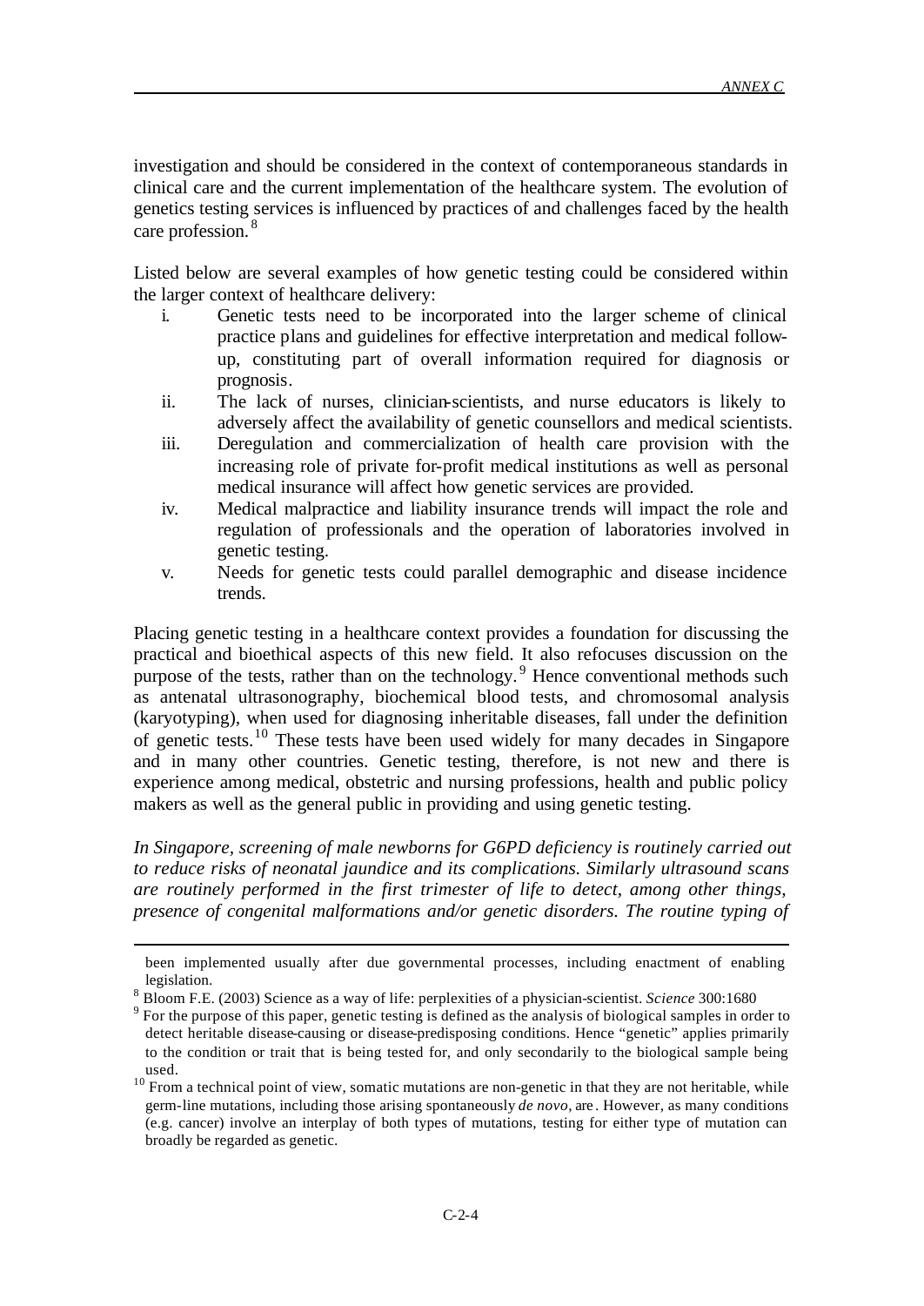investigation and should be considered in the context of contemporaneous standards in clinical care and the current implementation of the healthcare system. The evolution of genetics testing services is influenced by practices of and challenges faced by the health care profession.[8]

Listed below are several examples of how genetic testing could be considered within the larger context of healthcare delivery:

i. Genetic tests need to be incorporated into the larger scheme of clinical practice plans and guidelines for effective interpretation and medical follow-up, constituting part of overall information required for diagnosis or prognosis.
ii. The lack of nurses, clinician-scientists, and nurse educators is likely to adversely affect the availability of genetic counsellors and medical scientists.
iii. Deregulation and commercialization of health care provision with the increasing role of private for-profit medical institutions as well as personal medical insurance will affect how genetic services are provided.
iv. Medical malpractice and liability insurance trends will impact the role and regulation of professionals and the operation of laboratories involved in genetic testing.
v. Needs for genetic tests could parallel demographic and disease incidence trends.

Placing genetic testing in a healthcare context provides a foundation for discussing the practical and bioethical aspects of this new field. It also refocuses discussion on the purpose of the tests, rather than on the technology.[9] Hence conventional methods such as antenatal ultrasonography, biochemical blood tests, and chromosomal analysis (karyotyping), when used for diagnosing inheritable diseases, fall under the definition of genetic tests.[10] These tests have been used widely for many decades in Singapore and in many other countries. Genetic testing, therefore, is not new and there is experience among medical, obstetric and nursing professions, health and public policy makers as well as the general public in providing and using genetic testing.

*In Singapore, screening of male newborns for G6PD deficiency is routinely carried out to reduce risks of neonatal jaundice and its complications. Similarly ultrasound scans are routinely performed in the first trimester of life to detect, among other things, presence of congenital malformations and/or genetic disorders. The routine typing of*

---

been implemented usually after due governmental processes, including enactment of enabling legislation.

[8] Bloom F.E. (2003) Science as a way of life: perplexities of a physician-scientist. *Science* 300:1680

[9] For the purpose of this paper, genetic testing is defined as the analysis of biological samples in order to detect heritable disease-causing or disease-predisposing conditions. Hence "genetic" applies primarily to the condition or trait that is being tested for, and only secondarily to the biological sample being used.

[10] From a technical point of view, somatic mutations are non-genetic in that they are not heritable, while germ-line mutations, including those arising spontaneously *de novo*, are. However, as many conditions (e.g. cancer) involve an interplay of both types of mutations, testing for either type of mutation can broadly be regarded as genetic.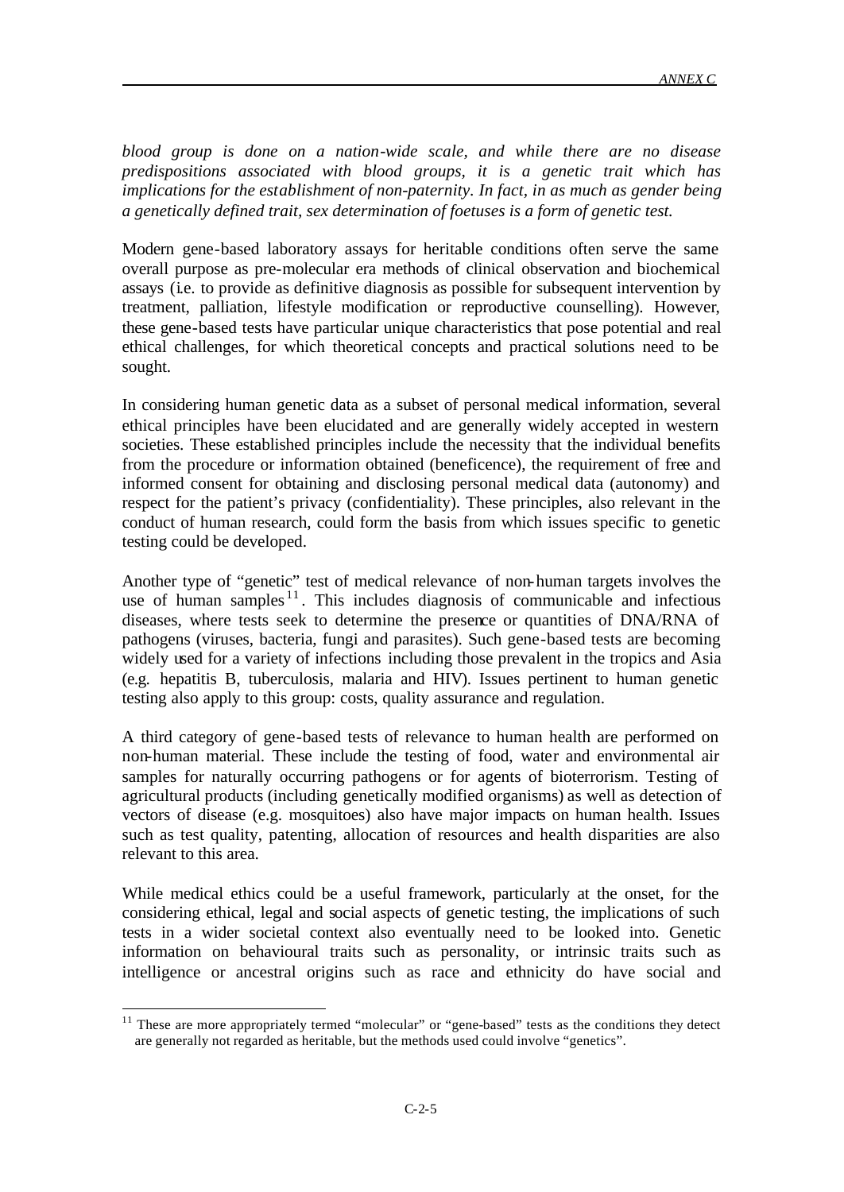*blood group is done on a nation-wide scale, and while there are no disease predispositions associated with blood groups, it is a genetic trait which has implications for the establishment of non-paternity. In fact, in as much as gender being a genetically defined trait, sex determination of foetuses is a form of genetic test.*

Modern gene-based laboratory assays for heritable conditions often serve the same overall purpose as pre-molecular era methods of clinical observation and biochemical assays (i.e. to provide as definitive diagnosis as possible for subsequent intervention by treatment, palliation, lifestyle modification or reproductive counselling). However, these gene-based tests have particular unique characteristics that pose potential and real ethical challenges, for which theoretical concepts and practical solutions need to be sought.

In considering human genetic data as a subset of personal medical information, several ethical principles have been elucidated and are generally widely accepted in western societies. These established principles include the necessity that the individual benefits from the procedure or information obtained (beneficence), the requirement of free and informed consent for obtaining and disclosing personal medical data (autonomy) and respect for the patient's privacy (confidentiality). These principles, also relevant in the conduct of human research, could form the basis from which issues specific to genetic testing could be developed.

Another type of "genetic" test of medical relevance of non-human targets involves the use of human samples[11]. This includes diagnosis of communicable and infectious diseases, where tests seek to determine the presence or quantities of DNA/RNA of pathogens (viruses, bacteria, fungi and parasites). Such gene-based tests are becoming widely used for a variety of infections including those prevalent in the tropics and Asia (e.g. hepatitis B, tuberculosis, malaria and HIV). Issues pertinent to human genetic testing also apply to this group: costs, quality assurance and regulation.

A third category of gene-based tests of relevance to human health are performed on non-human material. These include the testing of food, water and environmental air samples for naturally occurring pathogens or for agents of bioterrorism. Testing of agricultural products (including genetically modified organisms) as well as detection of vectors of disease (e.g. mosquitoes) also have major impacts on human health. Issues such as test quality, patenting, allocation of resources and health disparities are also relevant to this area.

While medical ethics could be a useful framework, particularly at the onset, for the considering ethical, legal and social aspects of genetic testing, the implications of such tests in a wider societal context also eventually need to be looked into. Genetic information on behavioural traits such as personality, or intrinsic traits such as intelligence or ancestral origins such as race and ethnicity do have social and

[11] These are more appropriately termed "molecular" or "gene-based" tests as the conditions they detect are generally not regarded as heritable, but the methods used could involve "genetics".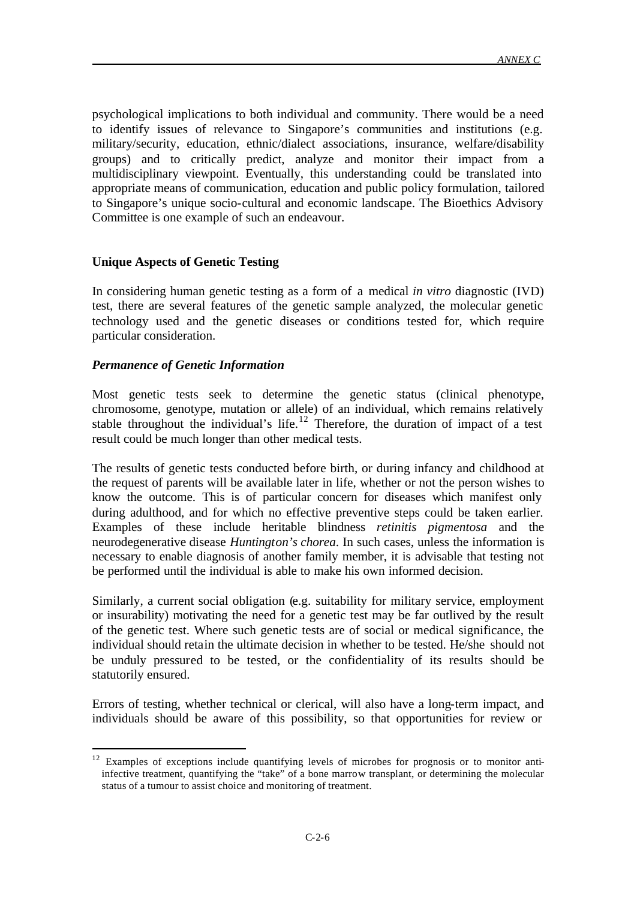psychological implications to both individual and community. There would be a need to identify issues of relevance to Singapore's communities and institutions (e.g. military/security, education, ethnic/dialect associations, insurance, welfare/disability groups) and to critically predict, analyze and monitor their impact from a multidisciplinary viewpoint. Eventually, this understanding could be translated into appropriate means of communication, education and public policy formulation, tailored to Singapore's unique socio-cultural and economic landscape. The Bioethics Advisory Committee is one example of such an endeavour.

## Unique Aspects of Genetic Testing

In considering human genetic testing as a form of a medical *in vitro* diagnostic (IVD) test, there are several features of the genetic sample analyzed, the molecular genetic technology used and the genetic diseases or conditions tested for, which require particular consideration.

### *Permanence of Genetic Information*

Most genetic tests seek to determine the genetic status (clinical phenotype, chromosome, genotype, mutation or allele) of an individual, which remains relatively stable throughout the individual's life.[12] Therefore, the duration of impact of a test result could be much longer than other medical tests.

The results of genetic tests conducted before birth, or during infancy and childhood at the request of parents will be available later in life, whether or not the person wishes to know the outcome. This is of particular concern for diseases which manifest only during adulthood, and for which no effective preventive steps could be taken earlier. Examples of these include heritable blindness *retinitis pigmentosa* and the neurodegenerative disease *Huntington's chorea*. In such cases, unless the information is necessary to enable diagnosis of another family member, it is advisable that testing not be performed until the individual is able to make his own informed decision.

Similarly, a current social obligation (e.g. suitability for military service, employment or insurability) motivating the need for a genetic test may be far outlived by the result of the genetic test. Where such genetic tests are of social or medical significance, the individual should retain the ultimate decision in whether to be tested. He/she should not be unduly pressured to be tested, or the confidentiality of its results should be statutorily ensured.

Errors of testing, whether technical or clerical, will also have a long-term impact, and individuals should be aware of this possibility, so that opportunities for review or

---

[12] Examples of exceptions include quantifying levels of microbes for prognosis or to monitor anti-infective treatment, quantifying the "take" of a bone marrow transplant, or determining the molecular status of a tumour to assist choice and monitoring of treatment.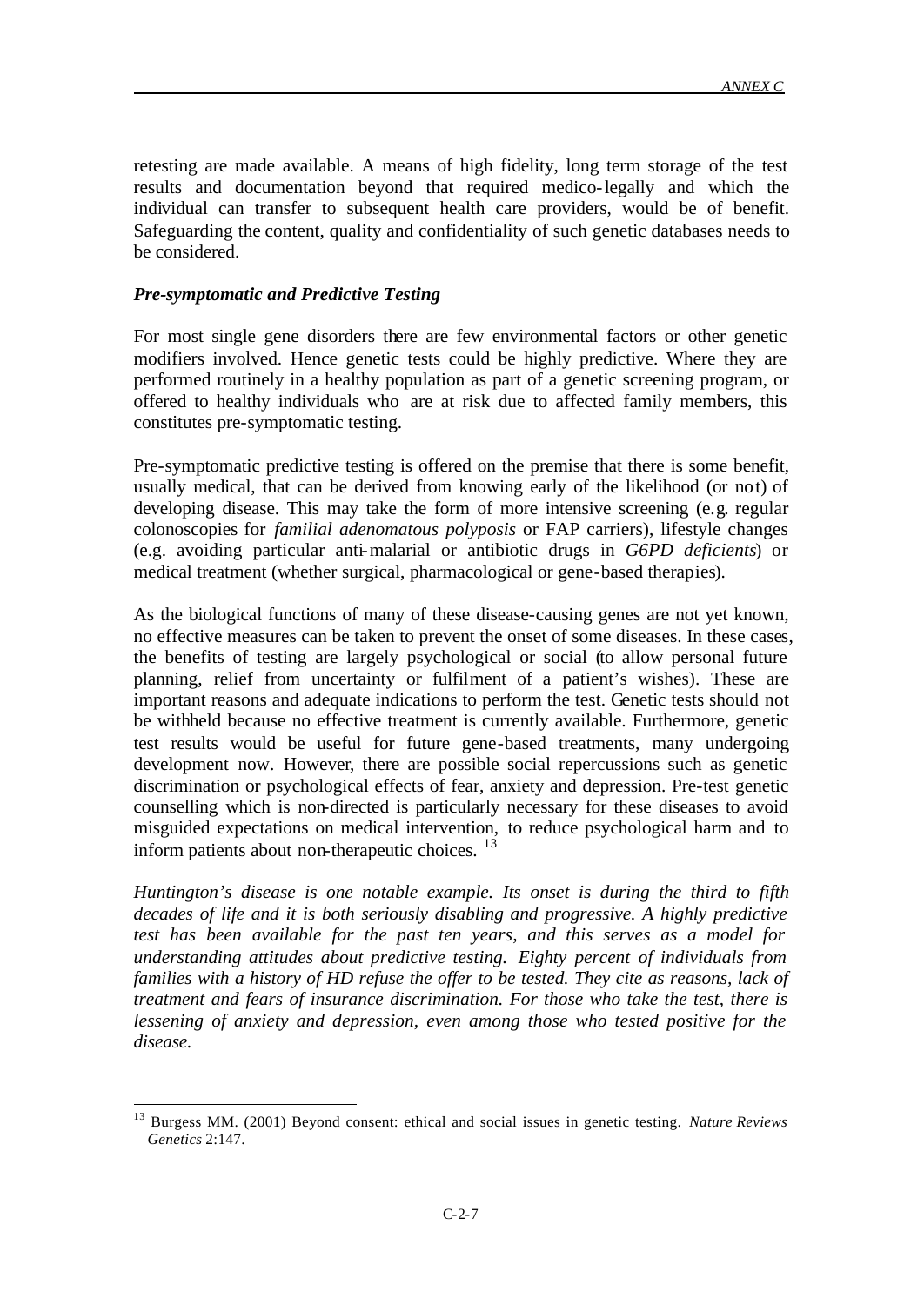retesting are made available. A means of high fidelity, long term storage of the test results and documentation beyond that required medico-legally and which the individual can transfer to subsequent health care providers, would be of benefit. Safeguarding the content, quality and confidentiality of such genetic databases needs to be considered.

### *Pre-symptomatic and Predictive Testing*

For most single gene disorders there are few environmental factors or other genetic modifiers involved. Hence genetic tests could be highly predictive. Where they are performed routinely in a healthy population as part of a genetic screening program, or offered to healthy individuals who are at risk due to affected family members, this constitutes pre-symptomatic testing.

Pre-symptomatic predictive testing is offered on the premise that there is some benefit, usually medical, that can be derived from knowing early of the likelihood (or not) of developing disease. This may take the form of more intensive screening (e.g. regular colonoscopies for *familial adenomatous polyposis* or FAP carriers), lifestyle changes (e.g. avoiding particular anti-malarial or antibiotic drugs in *G6PD deficients*) or medical treatment (whether surgical, pharmacological or gene-based therapies).

As the biological functions of many of these disease-causing genes are not yet known, no effective measures can be taken to prevent the onset of some diseases. In these cases, the benefits of testing are largely psychological or social (to allow personal future planning, relief from uncertainty or fulfilment of a patient's wishes). These are important reasons and adequate indications to perform the test. Genetic tests should not be withheld because no effective treatment is currently available. Furthermore, genetic test results would be useful for future gene-based treatments, many undergoing development now. However, there are possible social repercussions such as genetic discrimination or psychological effects of fear, anxiety and depression. Pre-test genetic counselling which is non-directed is particularly necessary for these diseases to avoid misguided expectations on medical intervention, to reduce psychological harm and to inform patients about non-therapeutic choices. [13]

*Huntington's disease is one notable example. Its onset is during the third to fifth decades of life and it is both seriously disabling and progressive. A highly predictive test has been available for the past ten years, and this serves as a model for understanding attitudes about predictive testing. Eighty percent of individuals from families with a history of HD refuse the offer to be tested. They cite as reasons, lack of treatment and fears of insurance discrimination. For those who take the test, there is lessening of anxiety and depression, even among those who tested positive for the disease.*

---

[13] Burgess MM. (2001) Beyond consent: ethical and social issues in genetic testing. *Nature Reviews Genetics* 2:147.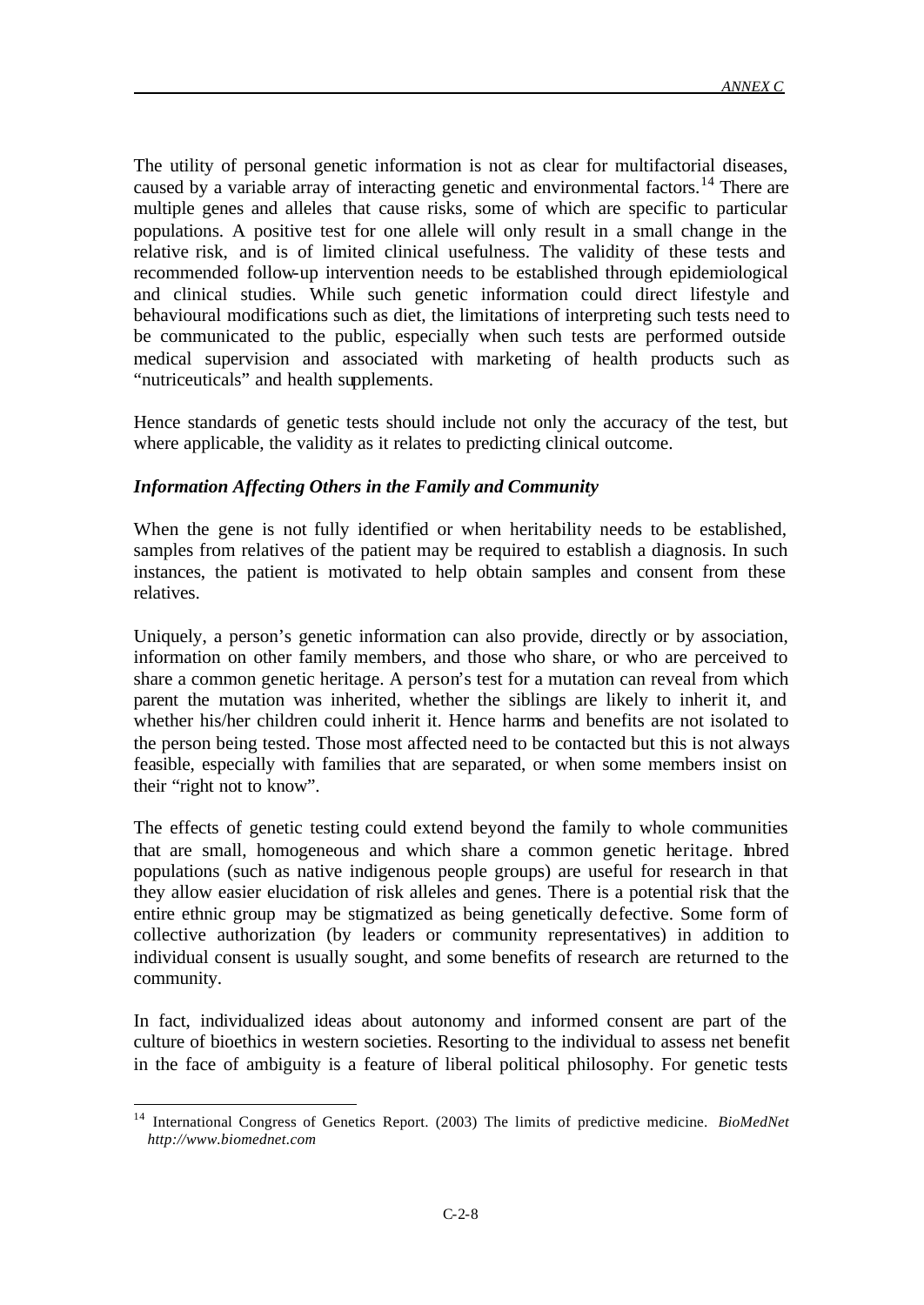The utility of personal genetic information is not as clear for multifactorial diseases, caused by a variable array of interacting genetic and environmental factors.[14] There are multiple genes and alleles that cause risks, some of which are specific to particular populations. A positive test for one allele will only result in a small change in the relative risk, and is of limited clinical usefulness. The validity of these tests and recommended follow-up intervention needs to be established through epidemiological and clinical studies. While such genetic information could direct lifestyle and behavioural modifications such as diet, the limitations of interpreting such tests need to be communicated to the public, especially when such tests are performed outside medical supervision and associated with marketing of health products such as "nutriceuticals" and health supplements.

Hence standards of genetic tests should include not only the accuracy of the test, but where applicable, the validity as it relates to predicting clinical outcome.

***Information Affecting Others in the Family and Community***

When the gene is not fully identified or when heritability needs to be established, samples from relatives of the patient may be required to establish a diagnosis. In such instances, the patient is motivated to help obtain samples and consent from these relatives.

Uniquely, a person's genetic information can also provide, directly or by association, information on other family members, and those who share, or who are perceived to share a common genetic heritage. A person's test for a mutation can reveal from which parent the mutation was inherited, whether the siblings are likely to inherit it, and whether his/her children could inherit it. Hence harms and benefits are not isolated to the person being tested. Those most affected need to be contacted but this is not always feasible, especially with families that are separated, or when some members insist on their "right not to know".

The effects of genetic testing could extend beyond the family to whole communities that are small, homogeneous and which share a common genetic heritage. Inbred populations (such as native indigenous people groups) are useful for research in that they allow easier elucidation of risk alleles and genes. There is a potential risk that the entire ethnic group may be stigmatized as being genetically defective. Some form of collective authorization (by leaders or community representatives) in addition to individual consent is usually sought, and some benefits of research are returned to the community.

In fact, individualized ideas about autonomy and informed consent are part of the culture of bioethics in western societies. Resorting to the individual to assess net benefit in the face of ambiguity is a feature of liberal political philosophy. For genetic tests

---

[14] International Congress of Genetics Report. (2003) The limits of predictive medicine. *BioMedNet http://www.biomednet.com*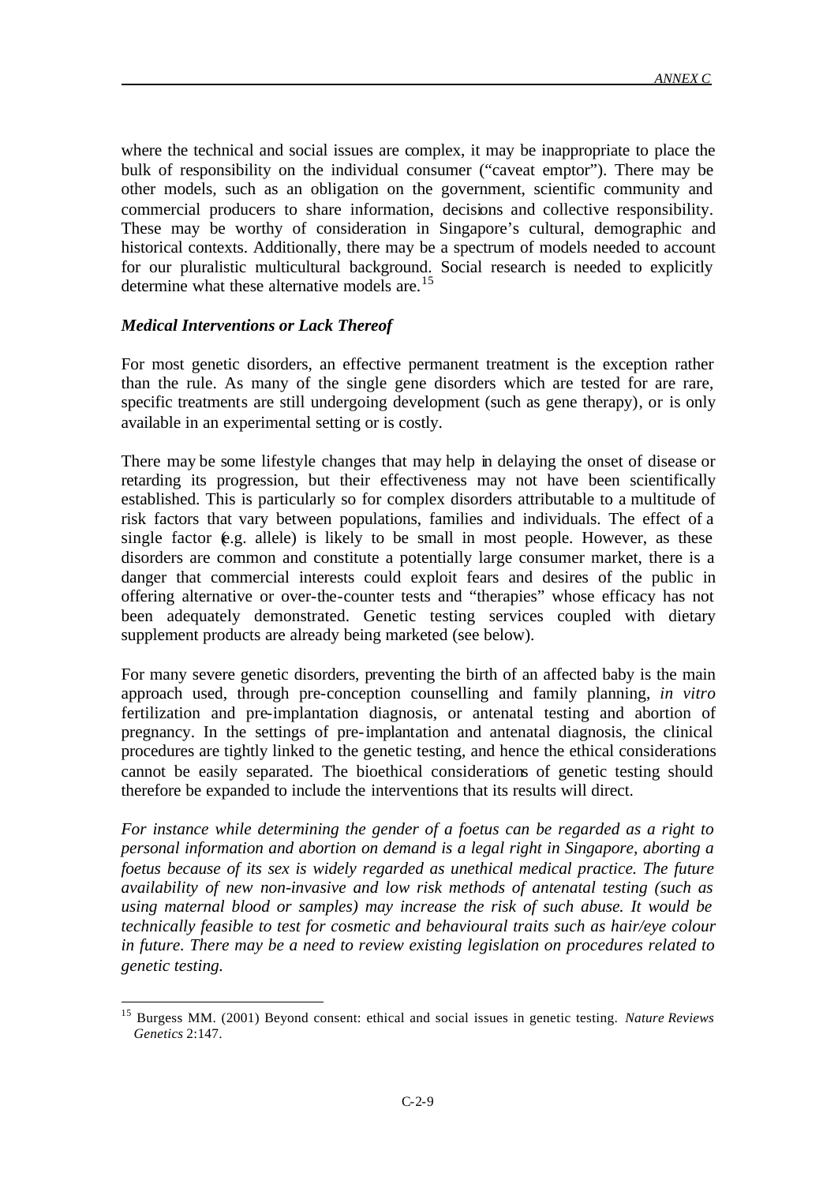where the technical and social issues are complex, it may be inappropriate to place the bulk of responsibility on the individual consumer ("caveat emptor"). There may be other models, such as an obligation on the government, scientific community and commercial producers to share information, decisions and collective responsibility. These may be worthy of consideration in Singapore's cultural, demographic and historical contexts. Additionally, there may be a spectrum of models needed to account for our pluralistic multicultural background. Social research is needed to explicitly determine what these alternative models are.[15]

***Medical Interventions or Lack Thereof***

For most genetic disorders, an effective permanent treatment is the exception rather than the rule. As many of the single gene disorders which are tested for are rare, specific treatments are still undergoing development (such as gene therapy), or is only available in an experimental setting or is costly.

There may be some lifestyle changes that may help in delaying the onset of disease or retarding its progression, but their effectiveness may not have been scientifically established. This is particularly so for complex disorders attributable to a multitude of risk factors that vary between populations, families and individuals. The effect of a single factor (e.g. allele) is likely to be small in most people. However, as these disorders are common and constitute a potentially large consumer market, there is a danger that commercial interests could exploit fears and desires of the public in offering alternative or over-the-counter tests and "therapies" whose efficacy has not been adequately demonstrated. Genetic testing services coupled with dietary supplement products are already being marketed (see below).

For many severe genetic disorders, preventing the birth of an affected baby is the main approach used, through pre-conception counselling and family planning, *in vitro* fertilization and pre-implantation diagnosis, or antenatal testing and abortion of pregnancy. In the settings of pre-implantation and antenatal diagnosis, the clinical procedures are tightly linked to the genetic testing, and hence the ethical considerations cannot be easily separated. The bioethical considerations of genetic testing should therefore be expanded to include the interventions that its results will direct.

*For instance while determining the gender of a foetus can be regarded as a right to personal information and abortion on demand is a legal right in Singapore, aborting a foetus because of its sex is widely regarded as unethical medical practice. The future availability of new non-invasive and low risk methods of antenatal testing (such as using maternal blood or samples) may increase the risk of such abuse. It would be technically feasible to test for cosmetic and behavioural traits such as hair/eye colour in future. There may be a need to review existing legislation on procedures related to genetic testing.*

---

[15] Burgess MM. (2001) Beyond consent: ethical and social issues in genetic testing. *Nature Reviews Genetics* 2:147.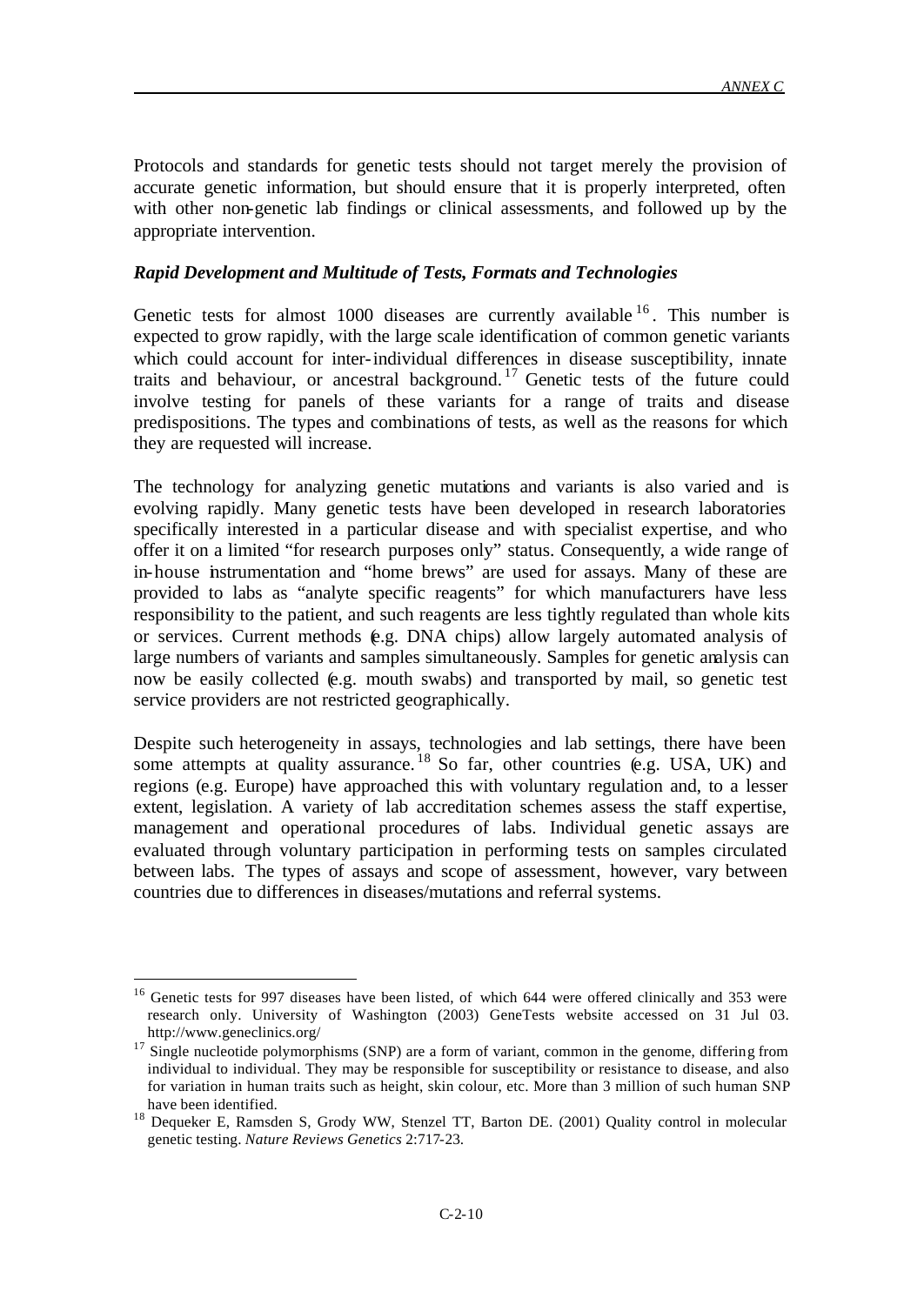Protocols and standards for genetic tests should not target merely the provision of accurate genetic information, but should ensure that it is properly interpreted, often with other non-genetic lab findings or clinical assessments, and followed up by the appropriate intervention.

***Rapid Development and Multitude of Tests, Formats and Technologies***

Genetic tests for almost 1000 diseases are currently available [16]. This number is expected to grow rapidly, with the large scale identification of common genetic variants which could account for inter-individual differences in disease susceptibility, innate traits and behaviour, or ancestral background.[17] Genetic tests of the future could involve testing for panels of these variants for a range of traits and disease predispositions. The types and combinations of tests, as well as the reasons for which they are requested will increase.

The technology for analyzing genetic mutations and variants is also varied and is evolving rapidly. Many genetic tests have been developed in research laboratories specifically interested in a particular disease and with specialist expertise, and who offer it on a limited "for research purposes only" status. Consequently, a wide range of in-house instrumentation and "home brews" are used for assays. Many of these are provided to labs as "analyte specific reagents" for which manufacturers have less responsibility to the patient, and such reagents are less tightly regulated than whole kits or services. Current methods (e.g. DNA chips) allow largely automated analysis of large numbers of variants and samples simultaneously. Samples for genetic analysis can now be easily collected (e.g. mouth swabs) and transported by mail, so genetic test service providers are not restricted geographically.

Despite such heterogeneity in assays, technologies and lab settings, there have been some attempts at quality assurance.[18] So far, other countries (e.g. USA, UK) and regions (e.g. Europe) have approached this with voluntary regulation and, to a lesser extent, legislation. A variety of lab accreditation schemes assess the staff expertise, management and operational procedures of labs. Individual genetic assays are evaluated through voluntary participation in performing tests on samples circulated between labs. The types of assays and scope of assessment, however, vary between countries due to differences in diseases/mutations and referral systems.

---

[16] Genetic tests for 997 diseases have been listed, of which 644 were offered clinically and 353 were research only. University of Washington (2003) GeneTests website accessed on 31 Jul 03. http://www.geneclinics.org/

[17] Single nucleotide polymorphisms (SNP) are a form of variant, common in the genome, differing from individual to individual. They may be responsible for susceptibility or resistance to disease, and also for variation in human traits such as height, skin colour, etc. More than 3 million of such human SNP have been identified.

[18] Dequeker E, Ramsden S, Grody WW, Stenzel TT, Barton DE. (2001) Quality control in molecular genetic testing. *Nature Reviews Genetics* 2:717-23.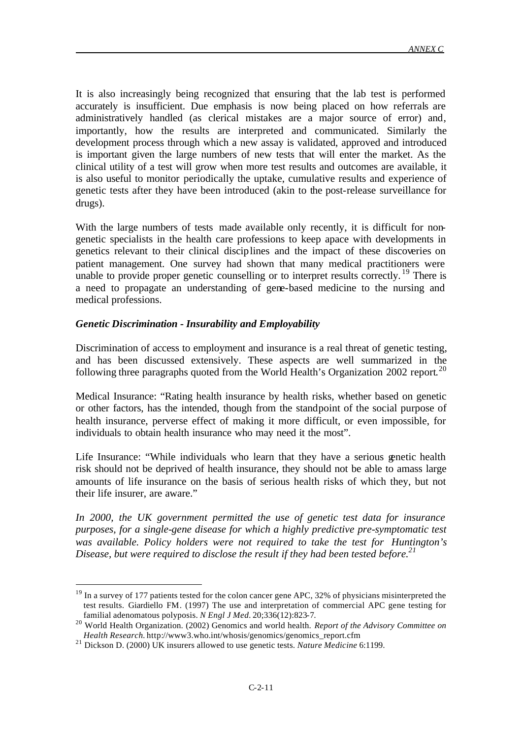It is also increasingly being recognized that ensuring that the lab test is performed accurately is insufficient. Due emphasis is now being placed on how referrals are administratively handled (as clerical mistakes are a major source of error) and, importantly, how the results are interpreted and communicated. Similarly the development process through which a new assay is validated, approved and introduced is important given the large numbers of new tests that will enter the market. As the clinical utility of a test will grow when more test results and outcomes are available, it is also useful to monitor periodically the uptake, cumulative results and experience of genetic tests after they have been introduced (akin to the post-release surveillance for drugs).

With the large numbers of tests made available only recently, it is difficult for non-genetic specialists in the health care professions to keep apace with developments in genetics relevant to their clinical disciplines and the impact of these discoveries on patient management. One survey had shown that many medical practitioners were unable to provide proper genetic counselling or to interpret results correctly.[19] There is a need to propagate an understanding of gene-based medicine to the nursing and medical professions.

### *Genetic Discrimination - Insurability and Employability*

Discrimination of access to employment and insurance is a real threat of genetic testing, and has been discussed extensively. These aspects are well summarized in the following three paragraphs quoted from the World Health's Organization 2002 report.[20]

Medical Insurance: "Rating health insurance by health risks, whether based on genetic or other factors, has the intended, though from the standpoint of the social purpose of health insurance, perverse effect of making it more difficult, or even impossible, for individuals to obtain health insurance who may need it the most".

Life Insurance: "While individuals who learn that they have a serious genetic health risk should not be deprived of health insurance, they should not be able to amass large amounts of life insurance on the basis of serious health risks of which they, but not their life insurer, are aware."

*In 2000, the UK government permitted the use of genetic test data for insurance purposes, for a single-gene disease for which a highly predictive pre-symptomatic test was available. Policy holders were not required to take the test for Huntington's Disease, but were required to disclose the result if they had been tested before.*[21]

---

[19] In a survey of 177 patients tested for the colon cancer gene APC, 32% of physicians misinterpreted the test results. Giardiello FM. (1997) The use and interpretation of commercial APC gene testing for familial adenomatous polyposis. *N Engl J Med*. 20;336(12):823-7.

[20] World Health Organization. (2002) Genomics and world health. *Report of the Advisory Committee on Health Research*. http://www3.who.int/whosis/genomics/genomics_report.cfm

[21] Dickson D. (2000) UK insurers allowed to use genetic tests. *Nature Medicine* 6:1199.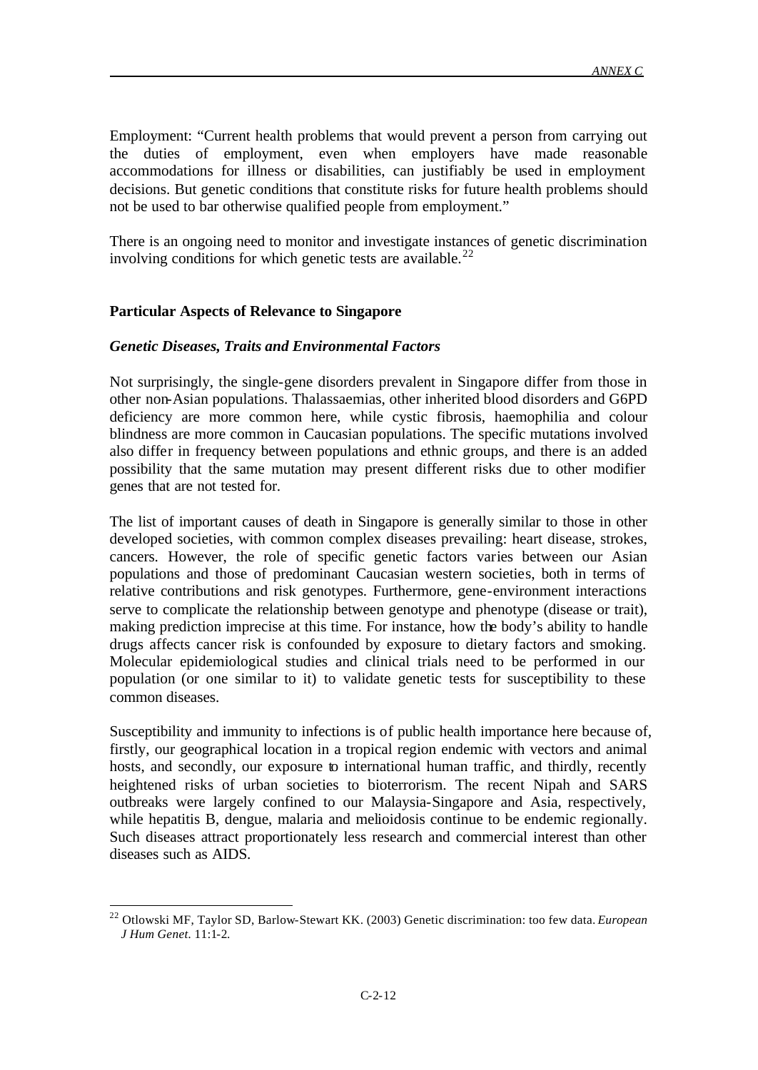Employment: "Current health problems that would prevent a person from carrying out the duties of employment, even when employers have made reasonable accommodations for illness or disabilities, can justifiably be used in employment decisions. But genetic conditions that constitute risks for future health problems should not be used to bar otherwise qualified people from employment."

There is an ongoing need to monitor and investigate instances of genetic discrimination involving conditions for which genetic tests are available.[22]

### Particular Aspects of Relevance to Singapore

#### *Genetic Diseases, Traits and Environmental Factors*

Not surprisingly, the single-gene disorders prevalent in Singapore differ from those in other non-Asian populations. Thalassaemias, other inherited blood disorders and G6PD deficiency are more common here, while cystic fibrosis, haemophilia and colour blindness are more common in Caucasian populations. The specific mutations involved also differ in frequency between populations and ethnic groups, and there is an added possibility that the same mutation may present different risks due to other modifier genes that are not tested for.

The list of important causes of death in Singapore is generally similar to those in other developed societies, with common complex diseases prevailing: heart disease, strokes, cancers. However, the role of specific genetic factors varies between our Asian populations and those of predominant Caucasian western societies, both in terms of relative contributions and risk genotypes. Furthermore, gene-environment interactions serve to complicate the relationship between genotype and phenotype (disease or trait), making prediction imprecise at this time. For instance, how the body's ability to handle drugs affects cancer risk is confounded by exposure to dietary factors and smoking. Molecular epidemiological studies and clinical trials need to be performed in our population (or one similar to it) to validate genetic tests for susceptibility to these common diseases.

Susceptibility and immunity to infections is of public health importance here because of, firstly, our geographical location in a tropical region endemic with vectors and animal hosts, and secondly, our exposure to international human traffic, and thirdly, recently heightened risks of urban societies to bioterrorism. The recent Nipah and SARS outbreaks were largely confined to our Malaysia-Singapore and Asia, respectively, while hepatitis B, dengue, malaria and melioidosis continue to be endemic regionally. Such diseases attract proportionately less research and commercial interest than other diseases such as AIDS.

---

[22] Otlowski MF, Taylor SD, Barlow-Stewart KK. (2003) Genetic discrimination: too few data. *European J Hum Genet*. 11:1-2.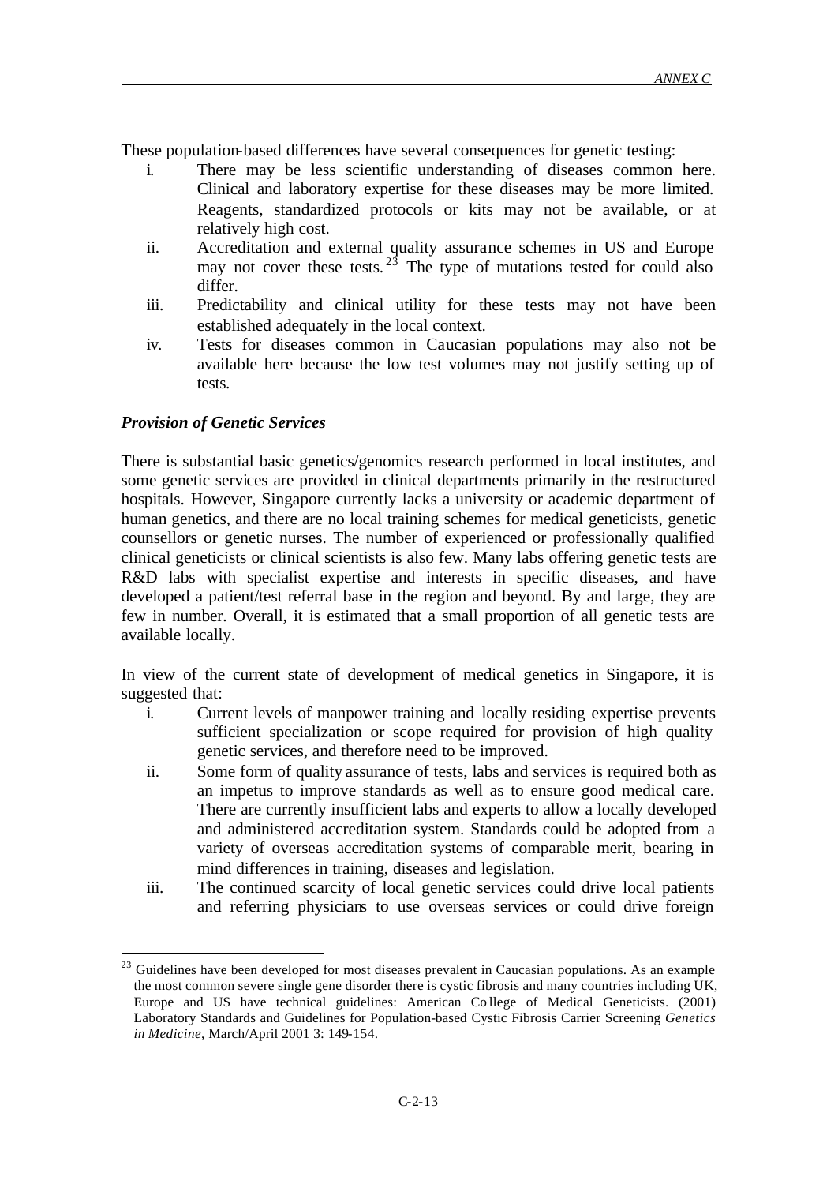These population-based differences have several consequences for genetic testing:

i. There may be less scientific understanding of diseases common here. Clinical and laboratory expertise for these diseases may be more limited. Reagents, standardized protocols or kits may not be available, or at relatively high cost.
ii. Accreditation and external quality assurance schemes in US and Europe may not cover these tests.[23] The type of mutations tested for could also differ.
iii. Predictability and clinical utility for these tests may not have been established adequately in the local context.
iv. Tests for diseases common in Caucasian populations may also not be available here because the low test volumes may not justify setting up of tests.

***Provision of Genetic Services***

There is substantial basic genetics/genomics research performed in local institutes, and some genetic services are provided in clinical departments primarily in the restructured hospitals. However, Singapore currently lacks a university or academic department of human genetics, and there are no local training schemes for medical geneticists, genetic counsellors or genetic nurses. The number of experienced or professionally qualified clinical geneticists or clinical scientists is also few. Many labs offering genetic tests are R&D labs with specialist expertise and interests in specific diseases, and have developed a patient/test referral base in the region and beyond. By and large, they are few in number. Overall, it is estimated that a small proportion of all genetic tests are available locally.

In view of the current state of development of medical genetics in Singapore, it is suggested that:

i. Current levels of manpower training and locally residing expertise prevents sufficient specialization or scope required for provision of high quality genetic services, and therefore need to be improved.
ii. Some form of quality assurance of tests, labs and services is required both as an impetus to improve standards as well as to ensure good medical care. There are currently insufficient labs and experts to allow a locally developed and administered accreditation system. Standards could be adopted from a variety of overseas accreditation systems of comparable merit, bearing in mind differences in training, diseases and legislation.
iii. The continued scarcity of local genetic services could drive local patients and referring physicians to use overseas services or could drive foreign

---

[23] Guidelines have been developed for most diseases prevalent in Caucasian populations. As an example the most common severe single gene disorder there is cystic fibrosis and many countries including UK, Europe and US have technical guidelines: American College of Medical Geneticists. (2001) Laboratory Standards and Guidelines for Population-based Cystic Fibrosis Carrier Screening *Genetics in Medicine*, March/April 2001 3: 149-154.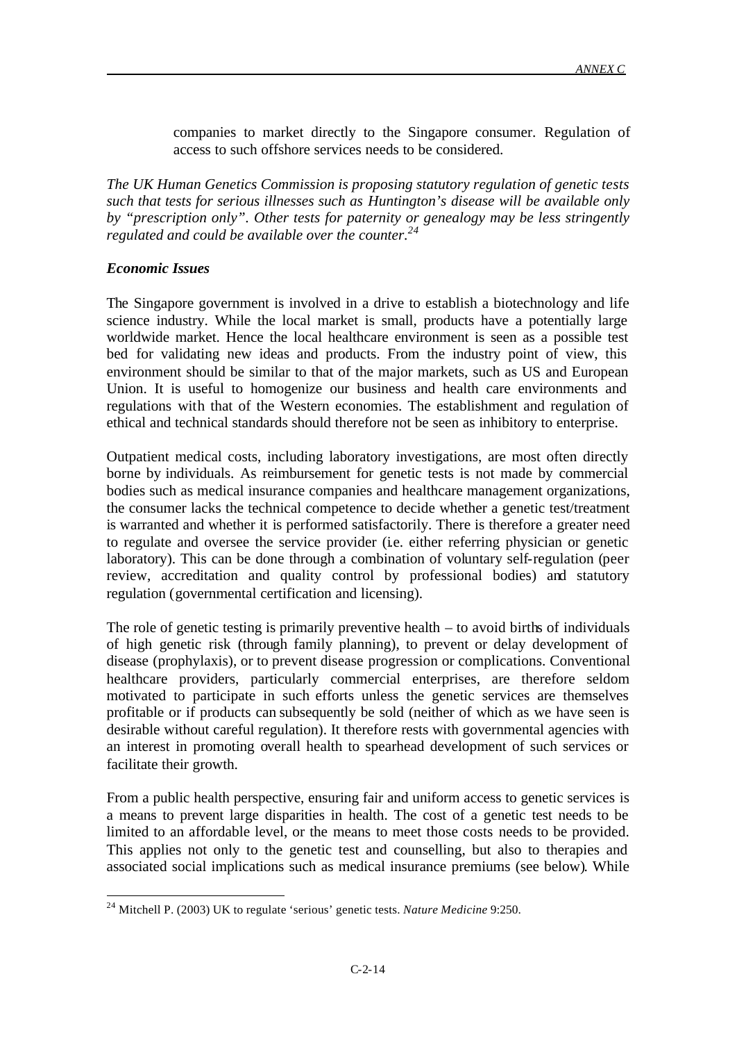companies to market directly to the Singapore consumer. Regulation of access to such offshore services needs to be considered.

*The UK Human Genetics Commission is proposing statutory regulation of genetic tests such that tests for serious illnesses such as Huntington's disease will be available only by "prescription only". Other tests for paternity or genealogy may be less stringently regulated and could be available over the counter.*[24]

### *Economic Issues*

The Singapore government is involved in a drive to establish a biotechnology and life science industry. While the local market is small, products have a potentially large worldwide market. Hence the local healthcare environment is seen as a possible test bed for validating new ideas and products. From the industry point of view, this environment should be similar to that of the major markets, such as US and European Union. It is useful to homogenize our business and health care environments and regulations with that of the Western economies. The establishment and regulation of ethical and technical standards should therefore not be seen as inhibitory to enterprise.

Outpatient medical costs, including laboratory investigations, are most often directly borne by individuals. As reimbursement for genetic tests is not made by commercial bodies such as medical insurance companies and healthcare management organizations, the consumer lacks the technical competence to decide whether a genetic test/treatment is warranted and whether it is performed satisfactorily. There is therefore a greater need to regulate and oversee the service provider (i.e. either referring physician or genetic laboratory). This can be done through a combination of voluntary self-regulation (peer review, accreditation and quality control by professional bodies) and statutory regulation (governmental certification and licensing).

The role of genetic testing is primarily preventive health – to avoid births of individuals of high genetic risk (through family planning), to prevent or delay development of disease (prophylaxis), or to prevent disease progression or complications. Conventional healthcare providers, particularly commercial enterprises, are therefore seldom motivated to participate in such efforts unless the genetic services are themselves profitable or if products can subsequently be sold (neither of which as we have seen is desirable without careful regulation). It therefore rests with governmental agencies with an interest in promoting overall health to spearhead development of such services or facilitate their growth.

From a public health perspective, ensuring fair and uniform access to genetic services is a means to prevent large disparities in health. The cost of a genetic test needs to be limited to an affordable level, or the means to meet those costs needs to be provided. This applies not only to the genetic test and counselling, but also to therapies and associated social implications such as medical insurance premiums (see below). While

---

[24] Mitchell P. (2003) UK to regulate 'serious' genetic tests. *Nature Medicine* 9:250.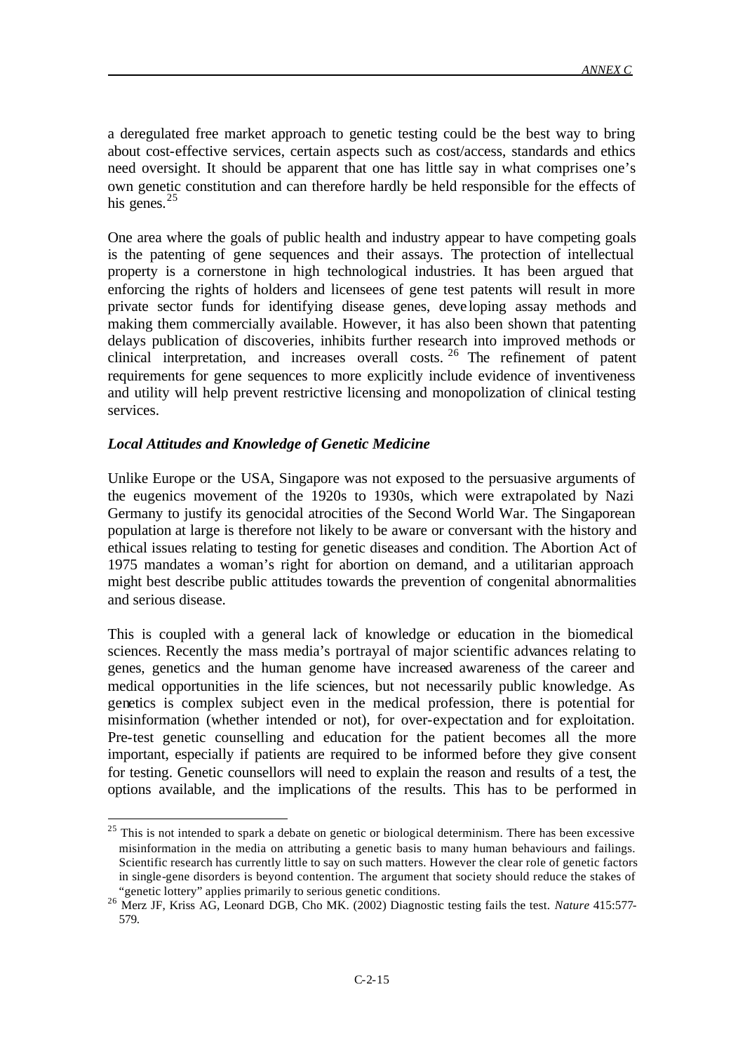a deregulated free market approach to genetic testing could be the best way to bring about cost-effective services, certain aspects such as cost/access, standards and ethics need oversight. It should be apparent that one has little say in what comprises one's own genetic constitution and can therefore hardly be held responsible for the effects of his genes.[25]

One area where the goals of public health and industry appear to have competing goals is the patenting of gene sequences and their assays. The protection of intellectual property is a cornerstone in high technological industries. It has been argued that enforcing the rights of holders and licensees of gene test patents will result in more private sector funds for identifying disease genes, developing assay methods and making them commercially available. However, it has also been shown that patenting delays publication of discoveries, inhibits further research into improved methods or clinical interpretation, and increases overall costs.[26] The refinement of patent requirements for gene sequences to more explicitly include evidence of inventiveness and utility will help prevent restrictive licensing and monopolization of clinical testing services.

### *Local Attitudes and Knowledge of Genetic Medicine*

Unlike Europe or the USA, Singapore was not exposed to the persuasive arguments of the eugenics movement of the 1920s to 1930s, which were extrapolated by Nazi Germany to justify its genocidal atrocities of the Second World War. The Singaporean population at large is therefore not likely to be aware or conversant with the history and ethical issues relating to testing for genetic diseases and condition. The Abortion Act of 1975 mandates a woman's right for abortion on demand, and a utilitarian approach might best describe public attitudes towards the prevention of congenital abnormalities and serious disease.

This is coupled with a general lack of knowledge or education in the biomedical sciences. Recently the mass media's portrayal of major scientific advances relating to genes, genetics and the human genome have increased awareness of the career and medical opportunities in the life sciences, but not necessarily public knowledge. As genetics is complex subject even in the medical profession, there is potential for misinformation (whether intended or not), for over-expectation and for exploitation. Pre-test genetic counselling and education for the patient becomes all the more important, especially if patients are required to be informed before they give consent for testing. Genetic counsellors will need to explain the reason and results of a test, the options available, and the implications of the results. This has to be performed in

---

[25] This is not intended to spark a debate on genetic or biological determinism. There has been excessive misinformation in the media on attributing a genetic basis to many human behaviours and failings. Scientific research has currently little to say on such matters. However the clear role of genetic factors in single-gene disorders is beyond contention. The argument that society should reduce the stakes of "genetic lottery" applies primarily to serious genetic conditions.

[26] Merz JF, Kriss AG, Leonard DGB, Cho MK. (2002) Diagnostic testing fails the test. *Nature* 415:577-579.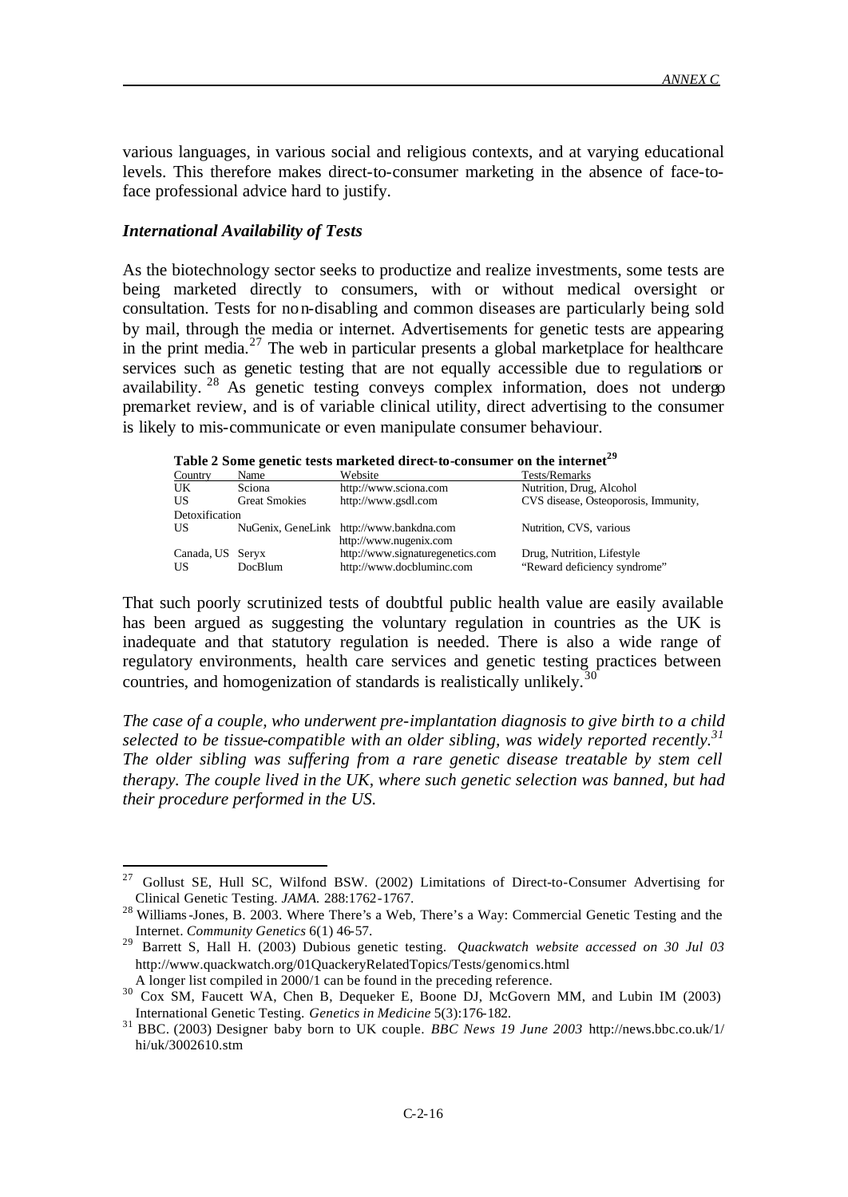various languages, in various social and religious contexts, and at varying educational levels. This therefore makes direct-to-consumer marketing in the absence of face-to-face professional advice hard to justify.

### *International Availability of Tests*

As the biotechnology sector seeks to productize and realize investments, some tests are being marketed directly to consumers, with or without medical oversight or consultation. Tests for non-disabling and common diseases are particularly being sold by mail, through the media or internet. Advertisements for genetic tests are appearing in the print media.[27] The web in particular presents a global marketplace for healthcare services such as genetic testing that are not equally accessible due to regulations or availability.[28] As genetic testing conveys complex information, does not undergo premarket review, and is of variable clinical utility, direct advertising to the consumer is likely to mis-communicate or even manipulate consumer behaviour.

**Table 2 Some genetic tests marketed direct-to-consumer on the internet[29]**

| Country | Name | Website | Tests/Remarks |
|---|---|---|---|
| UK | Sciona | http://www.sciona.com | Nutrition, Drug, Alcohol |
| US | Great Smokies | http://www.gsdl.com | CVS disease, Osteoporosis, Immunity, Detoxification |
| US | NuGenix, GeneLink | http://www.bankdna.com http://www.nugenix.com | Nutrition, CVS, various |
| Canada, US | Seryx | http://www.signaturegenetics.com | Drug, Nutrition, Lifestyle |
| US | DocBlum | http://www.docbluminc.com | "Reward deficiency syndrome" |

That such poorly scrutinized tests of doubtful public health value are easily available has been argued as suggesting the voluntary regulation in countries as the UK is inadequate and that statutory regulation is needed. There is also a wide range of regulatory environments, health care services and genetic testing practices between countries, and homogenization of standards is realistically unlikely.[30]

*The case of a couple, who underwent pre-implantation diagnosis to give birth to a child selected to be tissue-compatible with an older sibling, was widely reported recently.[31] The older sibling was suffering from a rare genetic disease treatable by stem cell therapy. The couple lived in the UK, where such genetic selection was banned, but had their procedure performed in the US.*

---

[27] Gollust SE, Hull SC, Wilfond BSW. (2002) Limitations of Direct-to-Consumer Advertising for Clinical Genetic Testing. *JAMA.* 288:1762-1767.

[28] Williams-Jones, B. 2003. Where There's a Web, There's a Way: Commercial Genetic Testing and the Internet. *Community Genetics* 6(1) 46-57.

[29] Barrett S, Hall H. (2003) Dubious genetic testing. *Quackwatch website accessed on 30 Jul 03* http://www.quackwatch.org/01QuackeryRelatedTopics/Tests/genomics.html
A longer list compiled in 2000/1 can be found in the preceding reference.

[30] Cox SM, Faucett WA, Chen B, Dequeker E, Boone DJ, McGovern MM, and Lubin IM (2003) International Genetic Testing. *Genetics in Medicine* 5(3):176-182.

[31] BBC. (2003) Designer baby born to UK couple. *BBC News 19 June 2003* http://news.bbc.co.uk/1/hi/uk/3002610.stm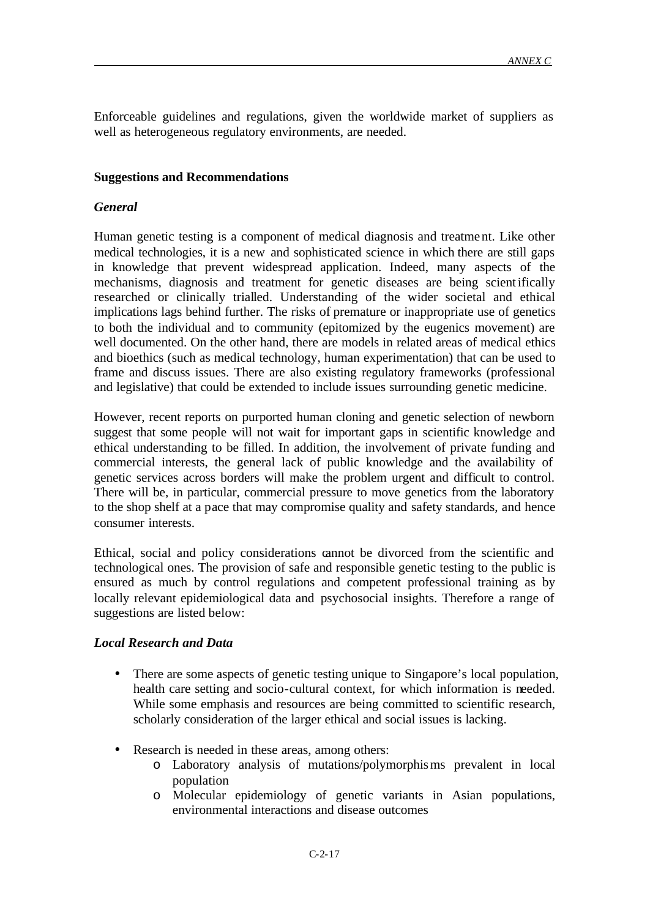Enforceable guidelines and regulations, given the worldwide market of suppliers as well as heterogeneous regulatory environments, are needed.

**Suggestions and Recommendations**

***General***

Human genetic testing is a component of medical diagnosis and treatment. Like other medical technologies, it is a new and sophisticated science in which there are still gaps in knowledge that prevent widespread application. Indeed, many aspects of the mechanisms, diagnosis and treatment for genetic diseases are being scientifically researched or clinically trialled. Understanding of the wider societal and ethical implications lags behind further. The risks of premature or inappropriate use of genetics to both the individual and to community (epitomized by the eugenics movement) are well documented. On the other hand, there are models in related areas of medical ethics and bioethics (such as medical technology, human experimentation) that can be used to frame and discuss issues. There are also existing regulatory frameworks (professional and legislative) that could be extended to include issues surrounding genetic medicine.

However, recent reports on purported human cloning and genetic selection of newborn suggest that some people will not wait for important gaps in scientific knowledge and ethical understanding to be filled. In addition, the involvement of private funding and commercial interests, the general lack of public knowledge and the availability of genetic services across borders will make the problem urgent and difficult to control. There will be, in particular, commercial pressure to move genetics from the laboratory to the shop shelf at a pace that may compromise quality and safety standards, and hence consumer interests.

Ethical, social and policy considerations cannot be divorced from the scientific and technological ones. The provision of safe and responsible genetic testing to the public is ensured as much by control regulations and competent professional training as by locally relevant epidemiological data and psychosocial insights. Therefore a range of suggestions are listed below:

***Local Research and Data***

- There are some aspects of genetic testing unique to Singapore's local population, health care setting and socio-cultural context, for which information is needed. While some emphasis and resources are being committed to scientific research, scholarly consideration of the larger ethical and social issues is lacking.

- Research is needed in these areas, among others:
    - Laboratory analysis of mutations/polymorphisms prevalent in local population
    - Molecular epidemiology of genetic variants in Asian populations, environmental interactions and disease outcomes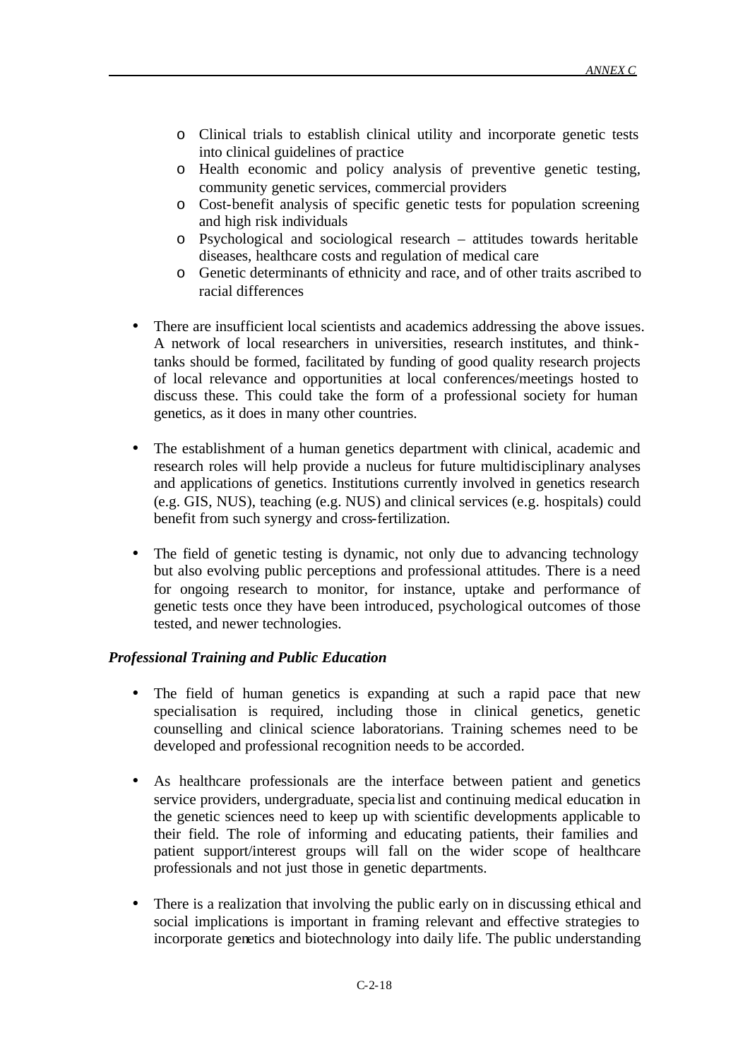- Clinical trials to establish clinical utility and incorporate genetic tests into clinical guidelines of practice
- Health economic and policy analysis of preventive genetic testing, community genetic services, commercial providers
- Cost-benefit analysis of specific genetic tests for population screening and high risk individuals
- Psychological and sociological research – attitudes towards heritable diseases, healthcare costs and regulation of medical care
- Genetic determinants of ethnicity and race, and of other traits ascribed to racial differences

- There are insufficient local scientists and academics addressing the above issues. A network of local researchers in universities, research institutes, and think-tanks should be formed, facilitated by funding of good quality research projects of local relevance and opportunities at local conferences/meetings hosted to discuss these. This could take the form of a professional society for human genetics, as it does in many other countries.

- The establishment of a human genetics department with clinical, academic and research roles will help provide a nucleus for future multidisciplinary analyses and applications of genetics. Institutions currently involved in genetics research (e.g. GIS, NUS), teaching (e.g. NUS) and clinical services (e.g. hospitals) could benefit from such synergy and cross-fertilization.

- The field of genetic testing is dynamic, not only due to advancing technology but also evolving public perceptions and professional attitudes. There is a need for ongoing research to monitor, for instance, uptake and performance of genetic tests once they have been introduced, psychological outcomes of those tested, and newer technologies.

***Professional Training and Public Education***

- The field of human genetics is expanding at such a rapid pace that new specialisation is required, including those in clinical genetics, genetic counselling and clinical science laboratorians. Training schemes need to be developed and professional recognition needs to be accorded.

- As healthcare professionals are the interface between patient and genetics service providers, undergraduate, specialist and continuing medical education in the genetic sciences need to keep up with scientific developments applicable to their field. The role of informing and educating patients, their families and patient support/interest groups will fall on the wider scope of healthcare professionals and not just those in genetic departments.

- There is a realization that involving the public early on in discussing ethical and social implications is important in framing relevant and effective strategies to incorporate genetics and biotechnology into daily life. The public understanding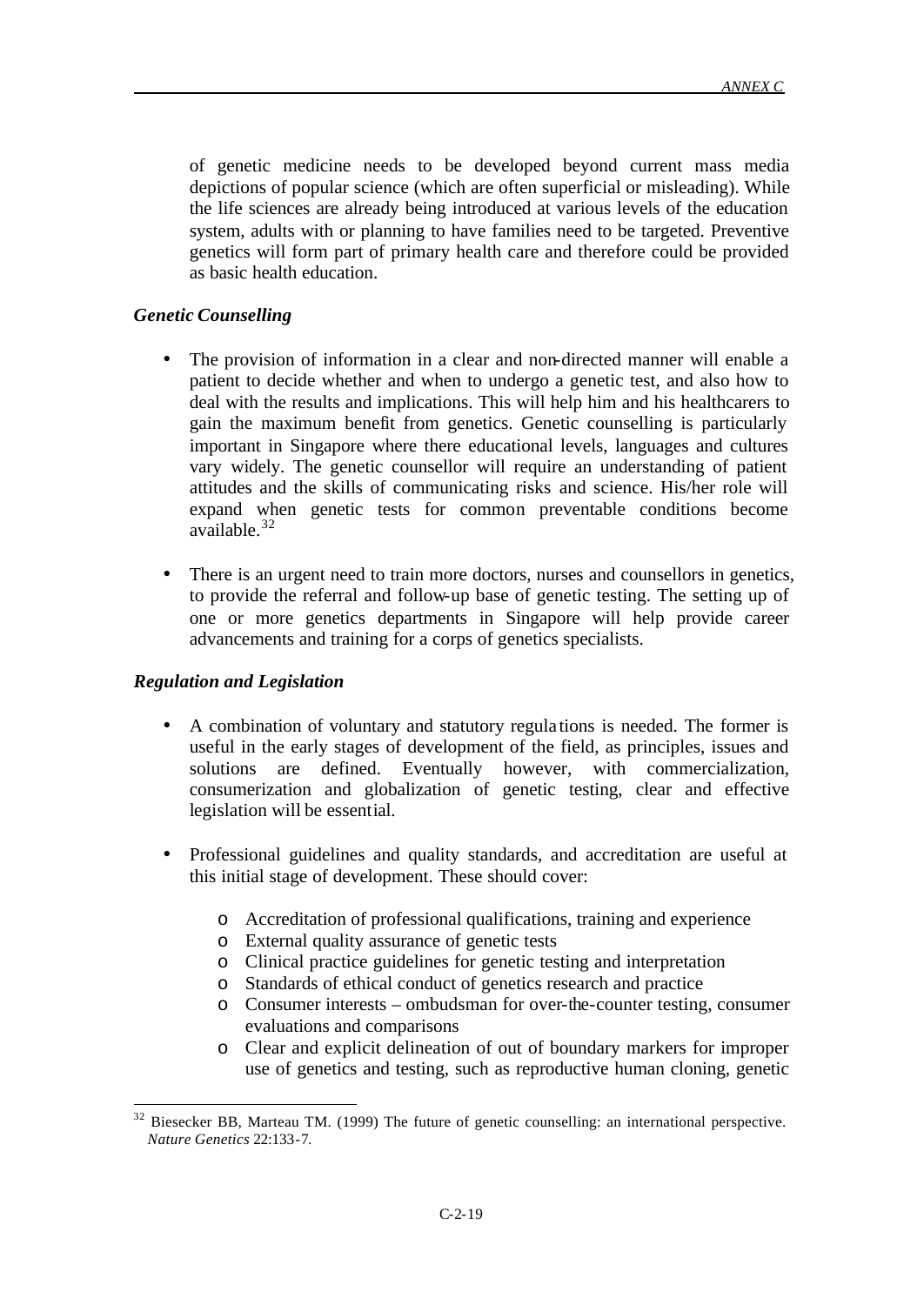of genetic medicine needs to be developed beyond current mass media depictions of popular science (which are often superficial or misleading). While the life sciences are already being introduced at various levels of the education system, adults with or planning to have families need to be targeted. Preventive genetics will form part of primary health care and therefore could be provided as basic health education.

### *Genetic Counselling*

- The provision of information in a clear and non-directed manner will enable a patient to decide whether and when to undergo a genetic test, and also how to deal with the results and implications. This will help him and his healthcarers to gain the maximum benefit from genetics. Genetic counselling is particularly important in Singapore where there educational levels, languages and cultures vary widely. The genetic counsellor will require an understanding of patient attitudes and the skills of communicating risks and science. His/her role will expand when genetic tests for common preventable conditions become available.[32]

- There is an urgent need to train more doctors, nurses and counsellors in genetics, to provide the referral and follow-up base of genetic testing. The setting up of one or more genetics departments in Singapore will help provide career advancements and training for a corps of genetics specialists.

### *Regulation and Legislation*

- A combination of voluntary and statutory regulations is needed. The former is useful in the early stages of development of the field, as principles, issues and solutions are defined. Eventually however, with commercialization, consumerization and globalization of genetic testing, clear and effective legislation will be essential.

- Professional guidelines and quality standards, and accreditation are useful at this initial stage of development. These should cover:

    - Accreditation of professional qualifications, training and experience
    - External quality assurance of genetic tests
    - Clinical practice guidelines for genetic testing and interpretation
    - Standards of ethical conduct of genetics research and practice
    - Consumer interests – ombudsman for over-the-counter testing, consumer evaluations and comparisons
    - Clear and explicit delineation of out of boundary markers for improper use of genetics and testing, such as reproductive human cloning, genetic

---

[32] Biesecker BB, Marteau TM. (1999) The future of genetic counselling: an international perspective. *Nature Genetics* 22:133-7.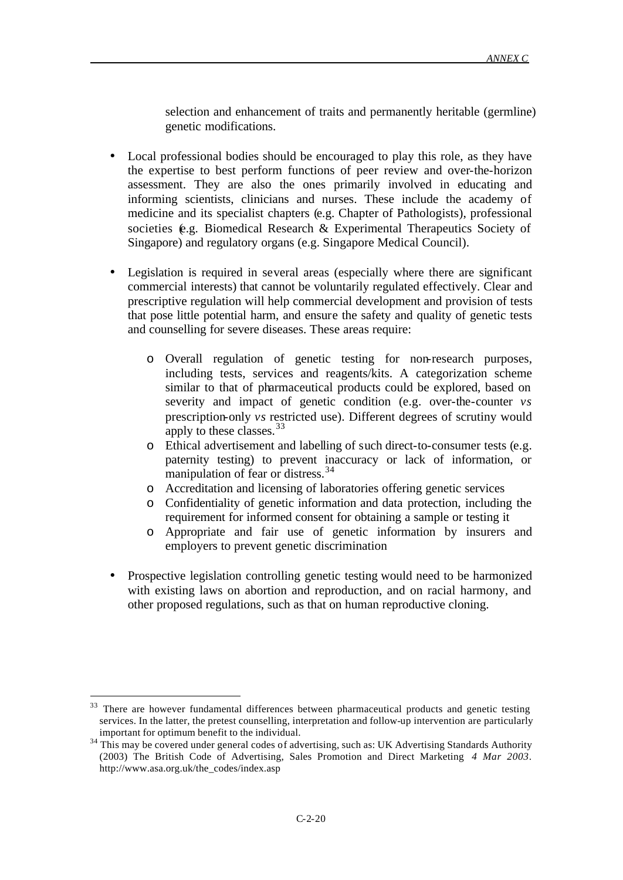selection and enhancement of traits and permanently heritable (germline) genetic modifications.

- Local professional bodies should be encouraged to play this role, as they have the expertise to best perform functions of peer review and over-the-horizon assessment. They are also the ones primarily involved in educating and informing scientists, clinicians and nurses. These include the academy of medicine and its specialist chapters (e.g. Chapter of Pathologists), professional societies (e.g. Biomedical Research & Experimental Therapeutics Society of Singapore) and regulatory organs (e.g. Singapore Medical Council).

- Legislation is required in several areas (especially where there are significant commercial interests) that cannot be voluntarily regulated effectively. Clear and prescriptive regulation will help commercial development and provision of tests that pose little potential harm, and ensure the safety and quality of genetic tests and counselling for severe diseases. These areas require:

  - Overall regulation of genetic testing for non-research purposes, including tests, services and reagents/kits. A categorization scheme similar to that of pharmaceutical products could be explored, based on severity and impact of genetic condition (e.g. over-the-counter *vs* prescription-only *vs* restricted use). Different degrees of scrutiny would apply to these classes.[33]
  - Ethical advertisement and labelling of such direct-to-consumer tests (e.g. paternity testing) to prevent inaccuracy or lack of information, or manipulation of fear or distress.[34]
  - Accreditation and licensing of laboratories offering genetic services
  - Confidentiality of genetic information and data protection, including the requirement for informed consent for obtaining a sample or testing it
  - Appropriate and fair use of genetic information by insurers and employers to prevent genetic discrimination

- Prospective legislation controlling genetic testing would need to be harmonized with existing laws on abortion and reproduction, and on racial harmony, and other proposed regulations, such as that on human reproductive cloning.

---

[33] There are however fundamental differences between pharmaceutical products and genetic testing services. In the latter, the pretest counselling, interpretation and follow-up intervention are particularly important for optimum benefit to the individual.

[34] This may be covered under general codes of advertising, such as: UK Advertising Standards Authority (2003) The British Code of Advertising, Sales Promotion and Direct Marketing *4 Mar 2003*. http://www.asa.org.uk/the_codes/index.asp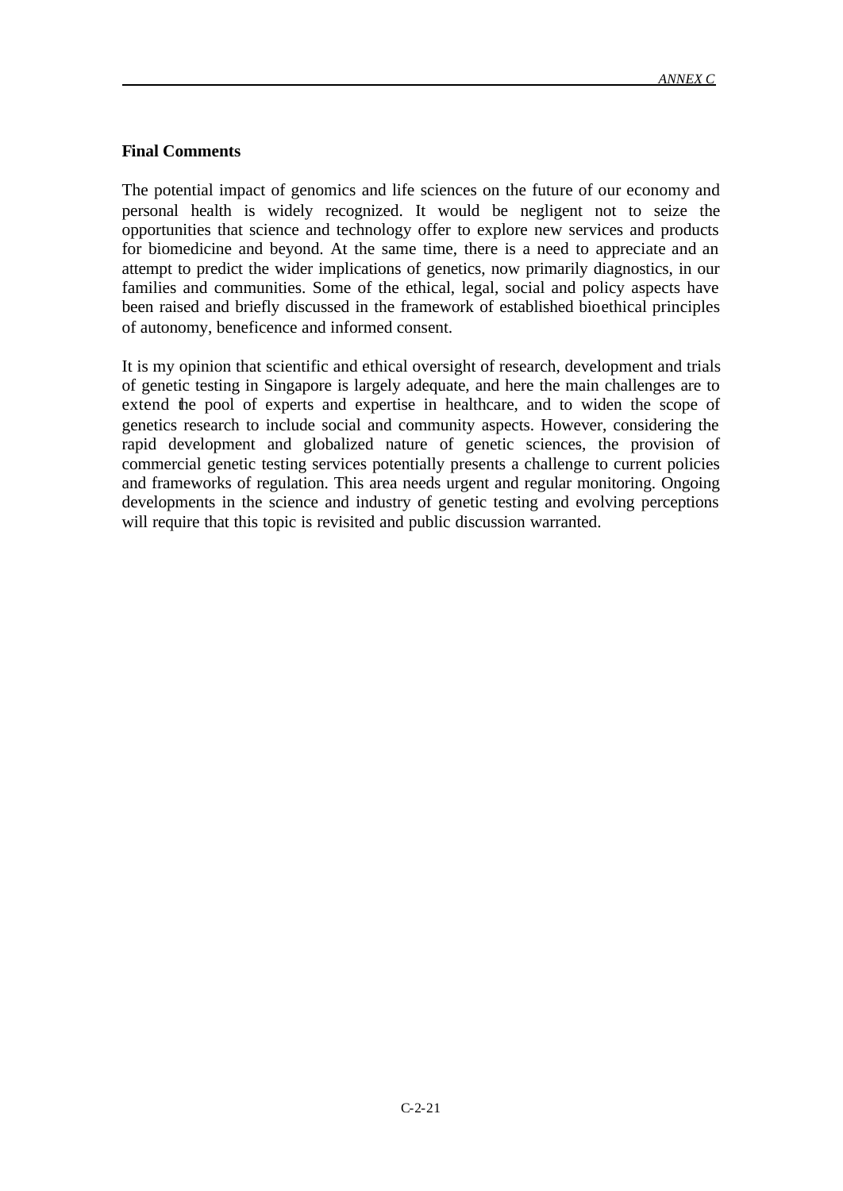**Final Comments**

The potential impact of genomics and life sciences on the future of our economy and personal health is widely recognized. It would be negligent not to seize the opportunities that science and technology offer to explore new services and products for biomedicine and beyond. At the same time, there is a need to appreciate and an attempt to predict the wider implications of genetics, now primarily diagnostics, in our families and communities. Some of the ethical, legal, social and policy aspects have been raised and briefly discussed in the framework of established bioethical principles of autonomy, beneficence and informed consent.

It is my opinion that scientific and ethical oversight of research, development and trials of genetic testing in Singapore is largely adequate, and here the main challenges are to extend the pool of experts and expertise in healthcare, and to widen the scope of genetics research to include social and community aspects. However, considering the rapid development and globalized nature of genetic sciences, the provision of commercial genetic testing services potentially presents a challenge to current policies and frameworks of regulation. This area needs urgent and regular monitoring. Ongoing developments in the science and industry of genetic testing and evolving perceptions will require that this topic is revisited and public discussion warranted.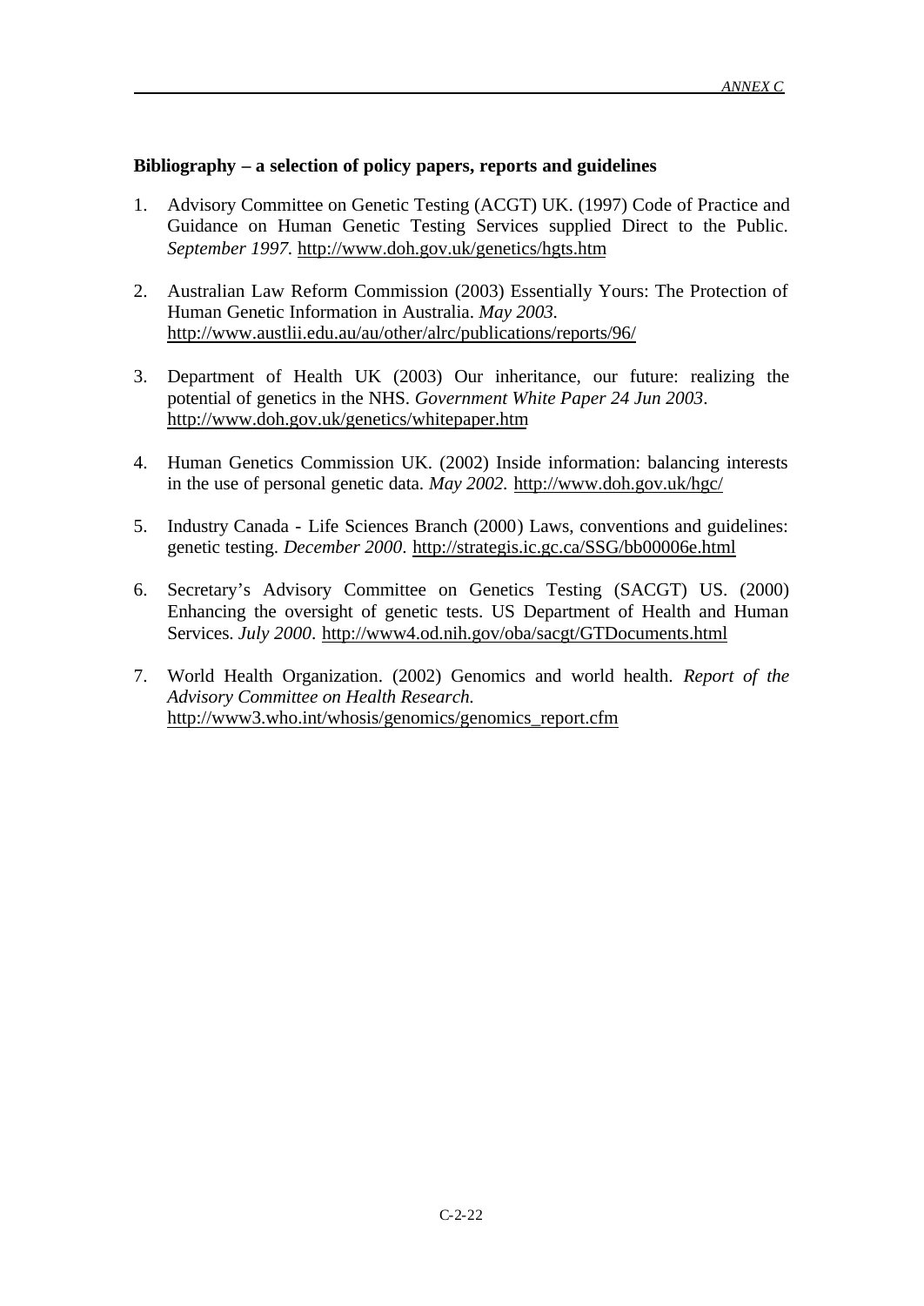**Bibliography – a selection of policy papers, reports and guidelines**

1. Advisory Committee on Genetic Testing (ACGT) UK. (1997) Code of Practice and Guidance on Human Genetic Testing Services supplied Direct to the Public. *September 1997*. http://www.doh.gov.uk/genetics/hgts.htm

2. Australian Law Reform Commission (2003) Essentially Yours: The Protection of Human Genetic Information in Australia. *May 2003*. http://www.austlii.edu.au/au/other/alrc/publications/reports/96/

3. Department of Health UK (2003) Our inheritance, our future: realizing the potential of genetics in the NHS. *Government White Paper 24 Jun 2003*. http://www.doh.gov.uk/genetics/whitepaper.htm

4. Human Genetics Commission UK. (2002) Inside information: balancing interests in the use of personal genetic data. *May 2002.* http://www.doh.gov.uk/hgc/

5. Industry Canada - Life Sciences Branch (2000) Laws, conventions and guidelines: genetic testing. *December 2000*. http://strategis.ic.gc.ca/SSG/bb00006e.html

6. Secretary's Advisory Committee on Genetics Testing (SACGT) US. (2000) Enhancing the oversight of genetic tests. US Department of Health and Human Services. *July 2000*. http://www4.od.nih.gov/oba/sacgt/GTDocuments.html

7. World Health Organization. (2002) Genomics and world health. *Report of the Advisory Committee on Health Research.* http://www3.who.int/whosis/genomics/genomics_report.cfm